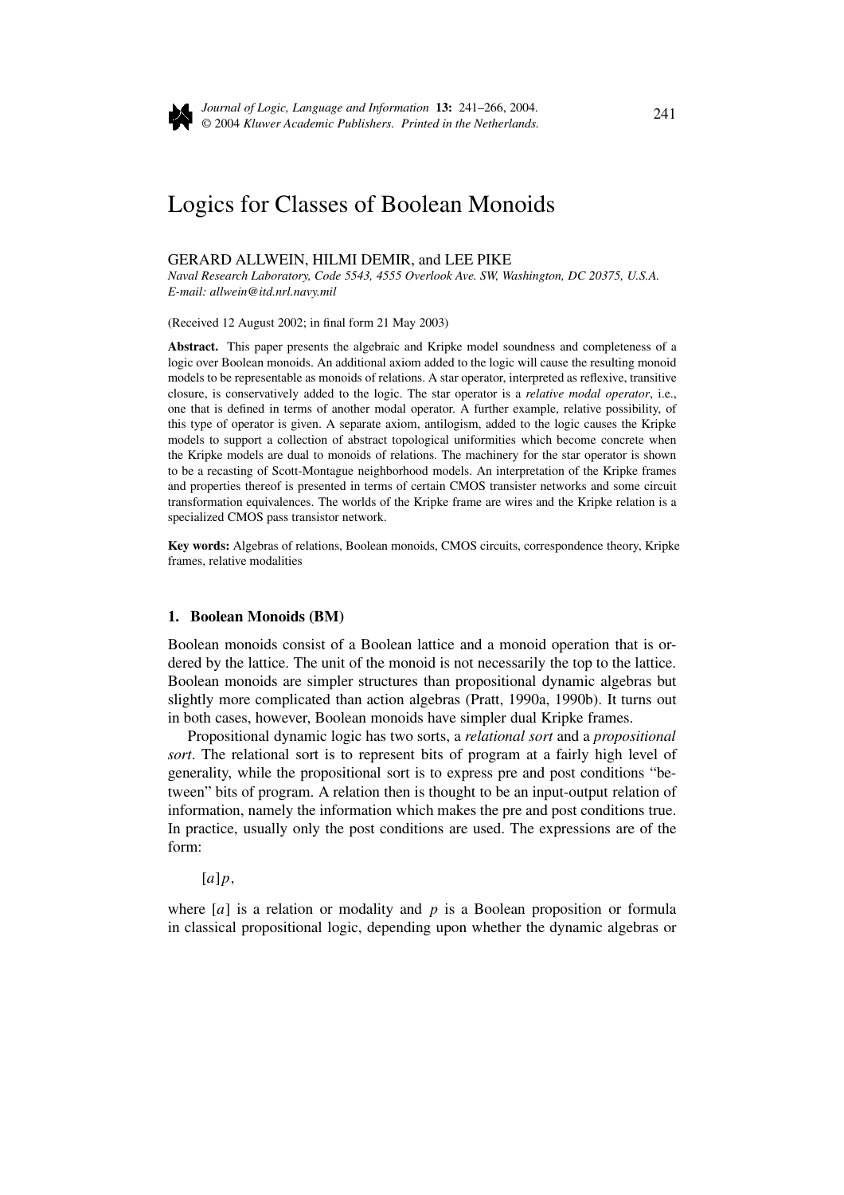# Logics for Classes of Boolean Monoids

GERARD ALLWEIN, HILMI DEMIR, and LEE PIKE

*Naval Research Laboratory, Code 5543, 4555 Overlook Ave. SW, Washington, DC 20375, U.S.A.*
*E-mail: allwein@itd.nrl.navy.mil*

(Received 12 August 2002; in final form 21 May 2003)

**Abstract.** This paper presents the algebraic and Kripke model soundness and completeness of a logic over Boolean monoids. An additional axiom added to the logic will cause the resulting monoid models to be representable as monoids of relations. A star operator, interpreted as reflexive, transitive closure, is conservatively added to the logic. The star operator is a *relative modal operator*, i.e., one that is defined in terms of another modal operator. A further example, relative possibility, of this type of operator is given. A separate axiom, antilogism, added to the logic causes the Kripke models to support a collection of abstract topological uniformities which become concrete when the Kripke models are dual to monoids of relations. The machinery for the star operator is shown to be a recasting of Scott-Montague neighborhood models. An interpretation of the Kripke frames and properties thereof is presented in terms of certain CMOS transister networks and some circuit transformation equivalences. The worlds of the Kripke frame are wires and the Kripke relation is a specialized CMOS pass transistor network.

**Key words:** Algebras of relations, Boolean monoids, CMOS circuits, correspondence theory, Kripke frames, relative modalities

## 1. Boolean Monoids (BM)

Boolean monoids consist of a Boolean lattice and a monoid operation that is ordered by the lattice. The unit of the monoid is not necessarily the top to the lattice. Boolean monoids are simpler structures than propositional dynamic algebras but slightly more complicated than action algebras (Pratt, 1990a, 1990b). It turns out in both cases, however, Boolean monoids have simpler dual Kripke frames.

Propositional dynamic logic has two sorts, a *relational sort* and a *propositional sort*. The relational sort is to represent bits of program at a fairly high level of generality, while the propositional sort is to express pre and post conditions "between" bits of program. A relation then is thought to be an input-output relation of information, namely the information which makes the pre and post conditions true. In practice, usually only the post conditions are used. The expressions are of the form:

$$[a]p,$$

where $[a]$ is a relation or modality and $p$ is a Boolean proposition or formula in classical propositional logic, depending upon whether the dynamic algebras or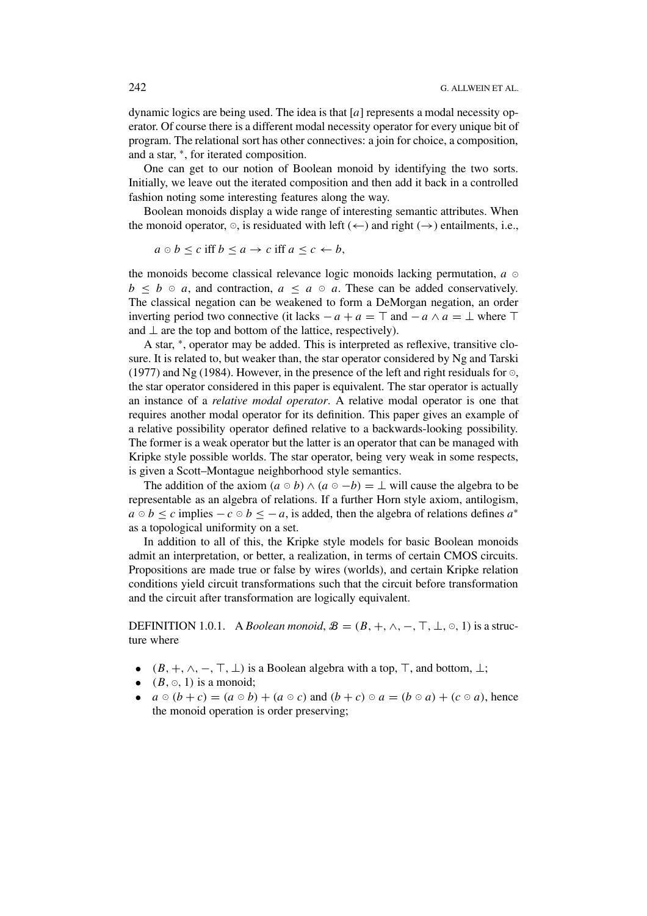dynamic logics are being used. The idea is that $[a]$ represents a modal necessity operator. Of course there is a different modal necessity operator for every unique bit of program. The relational sort has other connectives: a join for choice, a composition, and a star, $^*$, for iterated composition.

One can get to our notion of Boolean monoid by identifying the two sorts. Initially, we leave out the iterated composition and then add it back in a controlled fashion noting some interesting features along the way.

Boolean monoids display a wide range of interesting semantic attributes. When the monoid operator, $\odot$, is residuated with left ($\leftarrow$) and right ($\rightarrow$) entailments, i.e.,

$$a \odot b \leq c \text{ iff } b \leq a \rightarrow c \text{ iff } a \leq c \leftarrow b,$$

the monoids become classical relevance logic monoids lacking permutation, $a \odot b \leq b \odot a$, and contraction, $a \leq a \odot a$. These can be added conservatively. The classical negation can be weakened to form a DeMorgan negation, an order inverting period two connective (it lacks $-a + a = \top$ and $-a \wedge a = \bot$ where $\top$ and $\bot$ are the top and bottom of the lattice, respectively).

A star, $^*$, operator may be added. This is interpreted as reflexive, transitive closure. It is related to, but weaker than, the star operator considered by Ng and Tarski (1977) and Ng (1984). However, in the presence of the left and right residuals for $\odot$, the star operator considered in this paper is equivalent. The star operator is actually an instance of a *relative modal operator*. A relative modal operator is one that requires another modal operator for its definition. This paper gives an example of a relative possibility operator defined relative to a backwards-looking possibility. The former is a weak operator but the latter is an operator that can be managed with Kripke style possible worlds. The star operator, being very weak in some respects, is given a Scott–Montague neighborhood style semantics.

The addition of the axiom $(a \odot b) \wedge (a \odot -b) = \bot$ will cause the algebra to be representable as an algebra of relations. If a further Horn style axiom, antilogism, $a \odot b \leq c$ implies $-c \odot b \leq -a$, is added, then the algebra of relations defines $a^*$ as a topological uniformity on a set.

In addition to all of this, the Kripke style models for basic Boolean monoids admit an interpretation, or better, a realization, in terms of certain CMOS circuits. Propositions are made true or false by wires (worlds), and certain Kripke relation conditions yield circuit transformations such that the circuit before transformation and the circuit after transformation are logically equivalent.

DEFINITION 1.0.1. A *Boolean monoid*, $\mathcal{B} = (B, +, \wedge, -, \top, \bot, \odot, 1)$ is a structure where

- $(B, +, \wedge, -, \top, \bot)$ is a Boolean algebra with a top, $\top$, and bottom, $\bot$;
- $(B, \odot, 1)$ is a monoid;
- $a \odot (b + c) = (a \odot b) + (a \odot c)$ and $(b + c) \odot a = (b \odot a) + (c \odot a)$, hence the monoid operation is order preserving;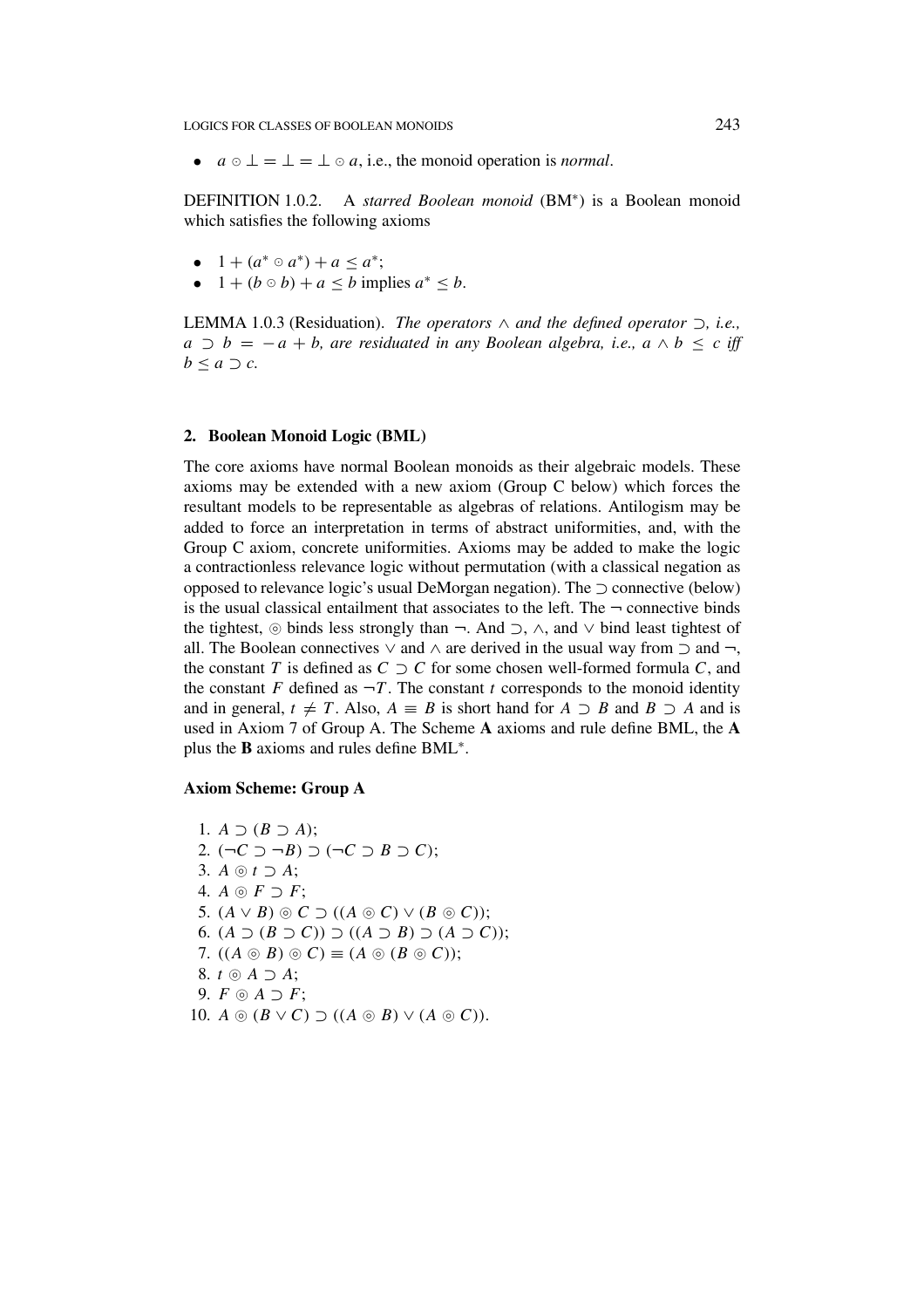- $a \odot \bot = \bot = \bot \odot a$, i.e., the monoid operation is *normal*.

DEFINITION 1.0.2. A *starred Boolean monoid* ($\mathrm{BM}^*$) is a Boolean monoid which satisfies the following axioms

- $1 + (a^* \odot a^*) + a \leq a^*$;
- $1 + (b \odot b) + a \leq b$ implies $a^* \leq b$.

LEMMA 1.0.3 (Residuation). *The operators $\wedge$ and the defined operator $\supset$, i.e., $a \supset b = -a + b$, are residuated in any Boolean algebra, i.e., $a \wedge b \leq c$ iff $b \leq a \supset c$.*

## 2. Boolean Monoid Logic (BML)

The core axioms have normal Boolean monoids as their algebraic models. These axioms may be extended with a new axiom (Group C below) which forces the resultant models to be representable as algebras of relations. Antilogism may be added to force an interpretation in terms of abstract uniformities, and, with the Group C axiom, concrete uniformities. Axioms may be added to make the logic a contractionless relevance logic without permutation (with a classical negation as opposed to relevance logic's usual DeMorgan negation). The $\supset$ connective (below) is the usual classical entailment that associates to the left. The $\neg$ connective binds the tightest, $\circledcirc$ binds less strongly than $\neg$. And $\supset$, $\wedge$, and $\vee$ bind least tightest of all. The Boolean connectives $\vee$ and $\wedge$ are derived in the usual way from $\supset$ and $\neg$, the constant $T$ is defined as $C \supset C$ for some chosen well-formed formula $C$, and the constant $F$ defined as $\neg T$. The constant $t$ corresponds to the monoid identity and in general, $t \neq T$. Also, $A \equiv B$ is short hand for $A \supset B$ and $B \supset A$ and is used in Axiom 7 of Group A. The Scheme **A** axioms and rule define BML, the **A** plus the **B** axioms and rules define $\mathrm{BML}^*$.

### Axiom Scheme: Group A

1. $A \supset (B \supset A)$;
2. $(\neg C \supset \neg B) \supset (\neg C \supset B \supset C)$;
3. $A \circledcirc t \supset A$;
4. $A \circledcirc F \supset F$;
5. $(A \vee B) \circledcirc C \supset ((A \circledcirc C) \vee (B \circledcirc C))$;
6. $(A \supset (B \supset C)) \supset ((A \supset B) \supset (A \supset C))$;
7. $((A \circledcirc B) \circledcirc C) \equiv (A \circledcirc (B \circledcirc C))$;
8. $t \circledcirc A \supset A$;
9. $F \circledcirc A \supset F$;
10. $A \circledcirc (B \vee C) \supset ((A \circledcirc B) \vee (A \circledcirc C))$.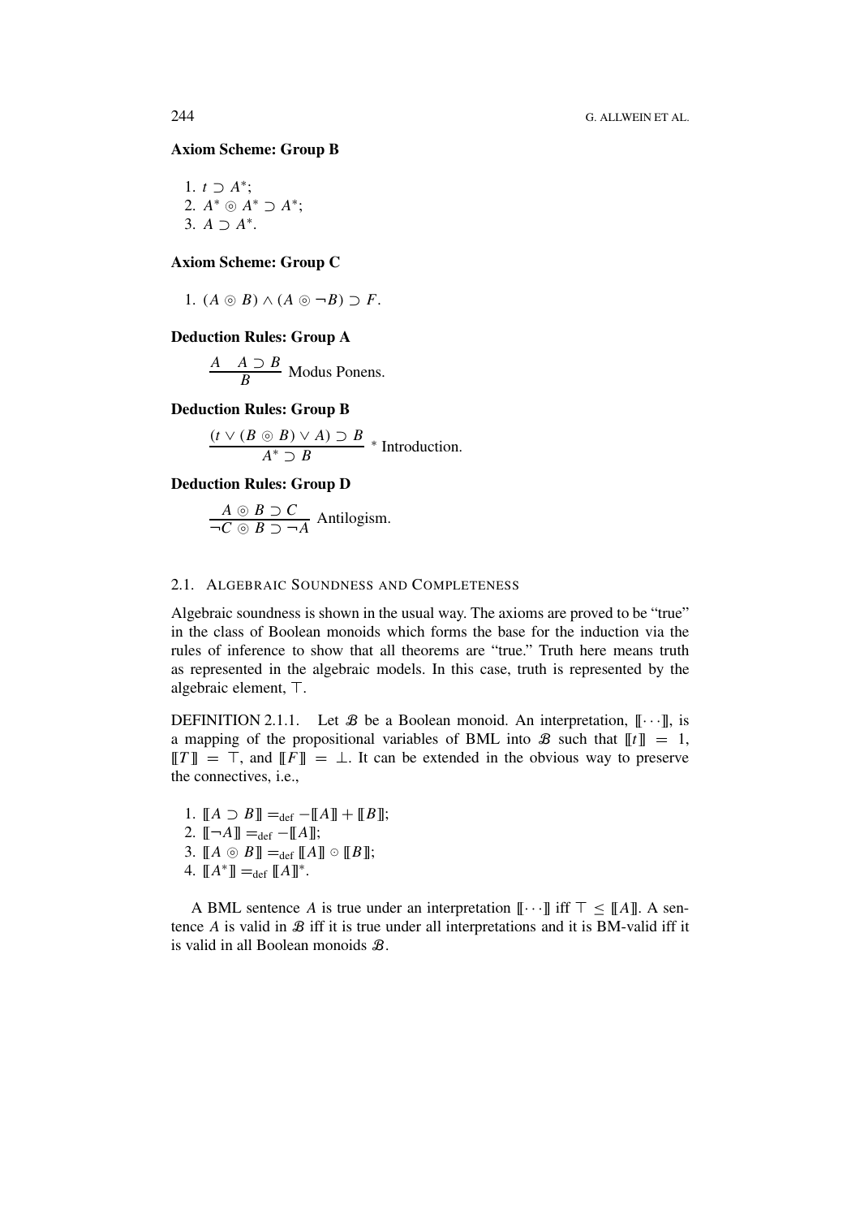**Axiom Scheme: Group B**

1. $t \supset A^*$;
2. $A^* \circledcirc A^* \supset A^*$;
3. $A \supset A^*$.

**Axiom Scheme: Group C**

1. $(A \circledcirc B) \wedge (A \circledcirc \neg B) \supset F$.

**Deduction Rules: Group A**

$$\frac{A \quad A \supset B}{B} \text{ Modus Ponens.}$$

**Deduction Rules: Group B**

$$\frac{(t \vee (B \circledcirc B) \vee A) \supset B}{A^* \supset B} \; {}^* \text{ Introduction.}$$

**Deduction Rules: Group D**

$$\frac{A \circledcirc B \supset C}{\neg C \circledcirc B \supset \neg A} \text{ Antilogism.}$$

### 2.1. Algebraic Soundness and Completeness

Algebraic soundness is shown in the usual way. The axioms are proved to be "true" in the class of Boolean monoids which forms the base for the induction via the rules of inference to show that all theorems are "true." Truth here means truth as represented in the algebraic models. In this case, truth is represented by the algebraic element, $\top$.

DEFINITION 2.1.1. Let $\mathcal{B}$ be a Boolean monoid. An interpretation, $[\![\cdots]\!]$, is a mapping of the propositional variables of BML into $\mathcal{B}$ such that $[\![t]\!] = 1$, $[\![T]\!] = \top$, and $[\![F]\!] = \bot$. It can be extended in the obvious way to preserve the connectives, i.e.,

1. $[\![A \supset B]\!] =_{\text{def}} -[\![A]\!] + [\![B]\!]$;
2. $[\![\neg A]\!] =_{\text{def}} -[\![A]\!]$;
3. $[\![A \circledcirc B]\!] =_{\text{def}} [\![A]\!] \odot [\![B]\!]$;
4. $[\![A^*]\!] =_{\text{def}} [\![A]\!]^*$.

A BML sentence $A$ is true under an interpretation $[\![\cdots]\!]$ iff $\top \leq [\![A]\!]$. A sentence $A$ is valid in $\mathcal{B}$ iff it is true under all interpretations and it is BM-valid iff it is valid in all Boolean monoids $\mathcal{B}$.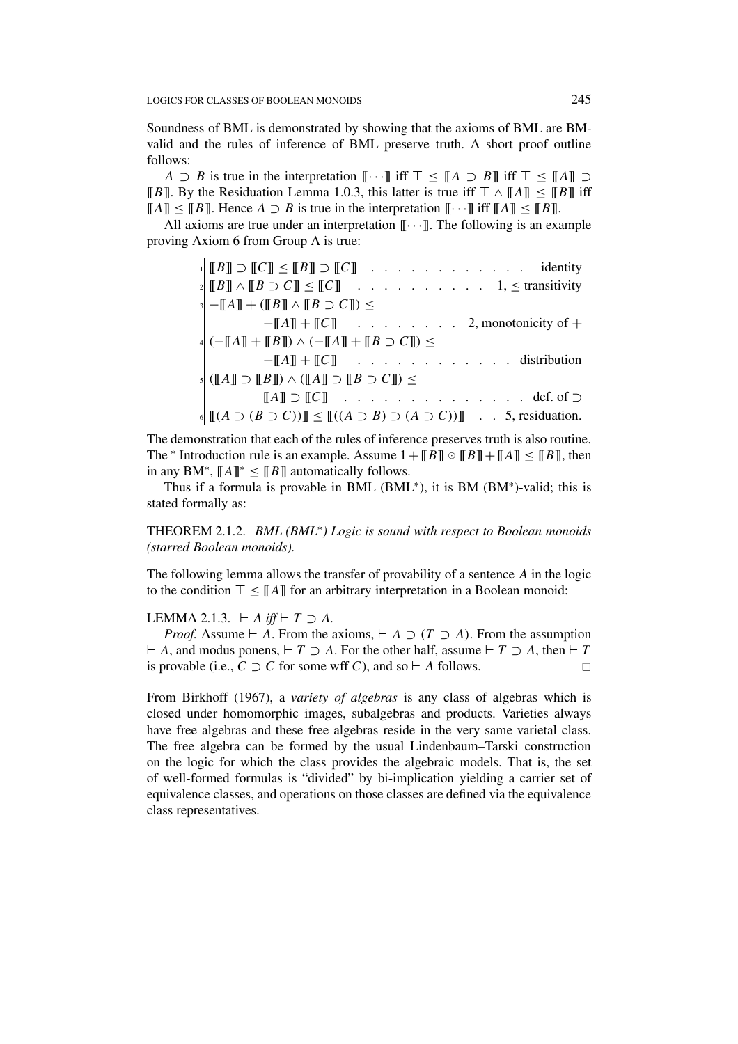Soundness of BML is demonstrated by showing that the axioms of BML are BM-valid and the rules of inference of BML preserve truth. A short proof outline follows:

$A \supset B$ is true in the interpretation $[\![\cdots]\!]$ iff $\top \leq [\![A \supset B]\!]$ iff $\top \leq [\![A]\!] \supset [\![B]\!]$. By the Residuation Lemma 1.0.3, this latter is true iff $\top \wedge [\![A]\!] \leq [\![B]\!]$ iff $[\![A]\!] \leq [\![B]\!]$. Hence $A \supset B$ is true in the interpretation $[\![\cdots]\!]$ iff $[\![A]\!] \leq [\![B]\!]$.

All axioms are true under an interpretation $[\![\cdots]\!]$. The following is an example proving Axiom 6 from Group A is true:

1. $[\![B]\!] \supset [\![C]\!] \leq [\![B]\!] \supset [\![C]\!]$ . . . . . . . . . . . . . identity
2. $[\![B]\!] \wedge [\![B \supset C]\!] \leq [\![C]\!]$ . . . . . . . . . . . 1, $\leq$ transitivity
3. $-[\![A]\!] + ([\![B]\!] \wedge [\![B \supset C]\!]) \leq -[\![A]\!] + [\![C]\!]$ . . . . . . . . . 2, monotonicity of $+$
4. $(-[\![A]\!] + [\![B]\!]) \wedge (-[\![A]\!] + [\![B \supset C]\!]) \leq -[\![A]\!] + [\![C]\!]$ . . . . . . . . . . . . . distribution
5. $([\![A]\!] \supset [\![B]\!]) \wedge ([\![A]\!] \supset [\![B \supset C]\!]) \leq [\![A]\!] \supset [\![C]\!]$ . . . . . . . . . . . . . . . def. of $\supset$
6. $[\![(A \supset (B \supset C))]\!] \leq [\![((A \supset B) \supset (A \supset C))]\!]$ . . 5, residuation.

The demonstration that each of the rules of inference preserves truth is also routine. The $^*$ Introduction rule is an example. Assume $1 + [\![B]\!] \odot [\![B]\!] + [\![A]\!] \leq [\![B]\!]$, then in any BM$^*$, $[\![A]\!]^* \leq [\![B]\!]$ automatically follows.

Thus if a formula is provable in BML (BML$^*$), it is BM (BM$^*$)-valid; this is stated formally as:

THEOREM 2.1.2. *BML (BML$^*$) Logic is sound with respect to Boolean monoids (starred Boolean monoids).*

The following lemma allows the transfer of provability of a sentence $A$ in the logic to the condition $\top \leq [\![A]\!]$ for an arbitrary interpretation in a Boolean monoid:

LEMMA 2.1.3. $\vdash A$ *iff* $\vdash T \supset A$.

*Proof.* Assume $\vdash A$. From the axioms, $\vdash A \supset (T \supset A)$. From the assumption $\vdash A$, and modus ponens, $\vdash T \supset A$. For the other half, assume $\vdash T \supset A$, then $\vdash T$ is provable (i.e., $C \supset C$ for some wff $C$), and so $\vdash A$ follows. □

From Birkhoff (1967), a *variety of algebras* is any class of algebras which is closed under homomorphic images, subalgebras and products. Varieties always have free algebras and these free algebras reside in the very same varietal class. The free algebra can be formed by the usual Lindenbaum–Tarski construction on the logic for which the class provides the algebraic models. That is, the set of well-formed formulas is "divided" by bi-implication yielding a carrier set of equivalence classes, and operations on those classes are defined via the equivalence class representatives.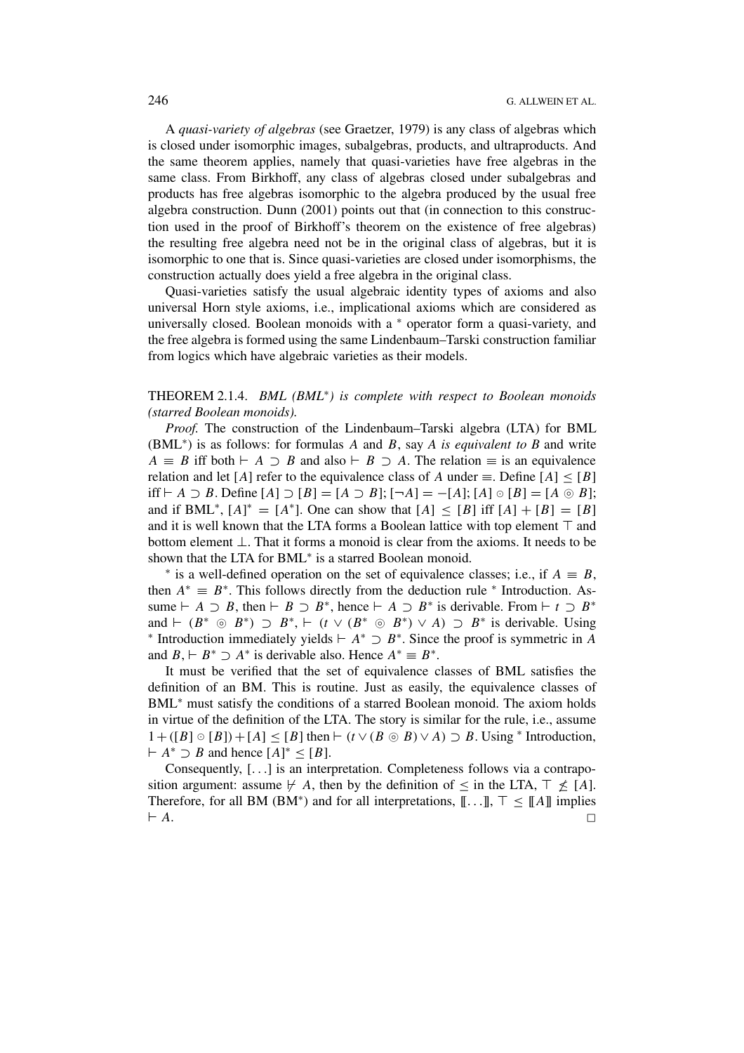A *quasi-variety of algebras* (see Graetzer, 1979) is any class of algebras which is closed under isomorphic images, subalgebras, products, and ultraproducts. And the same theorem applies, namely that quasi-varieties have free algebras in the same class. From Birkhoff, any class of algebras closed under subalgebras and products has free algebras isomorphic to the algebra produced by the usual free algebra construction. Dunn (2001) points out that (in connection to this construction used in the proof of Birkhoff's theorem on the existence of free algebras) the resulting free algebra need not be in the original class of algebras, but it is isomorphic to one that is. Since quasi-varieties are closed under isomorphisms, the construction actually does yield a free algebra in the original class.

Quasi-varieties satisfy the usual algebraic identity types of axioms and also universal Horn style axioms, i.e., implicational axioms which are considered as universally closed. Boolean monoids with a $^*$ operator form a quasi-variety, and the free algebra is formed using the same Lindenbaum–Tarski construction familiar from logics which have algebraic varieties as their models.

THEOREM 2.1.4. *BML ($BML^*$) is complete with respect to Boolean monoids (starred Boolean monoids).*

*Proof.* The construction of the Lindenbaum–Tarski algebra (LTA) for BML ($BML^*$) is as follows: for formulas $A$ and $B$, say $A$ *is equivalent to* $B$ and write $A \equiv B$ iff both $\vdash A \supset B$ and also $\vdash B \supset A$. The relation $\equiv$ is an equivalence relation and let $[A]$ refer to the equivalence class of $A$ under $\equiv$. Define $[A] \leq [B]$ iff $\vdash A \supset B$. Define $[A] \supset [B] = [A \supset B]$; $[\neg A] = -[A]$; $[A] \circ [B] = [A \circledcirc B]$; and if $BML^*$, $[A]^* = [A^*]$. One can show that $[A] \leq [B]$ iff $[A] + [B] = [B]$ and it is well known that the LTA forms a Boolean lattice with top element $\top$ and bottom element $\bot$. That it forms a monoid is clear from the axioms. It needs to be shown that the LTA for $BML^*$ is a starred Boolean monoid.

$^*$ is a well-defined operation on the set of equivalence classes; i.e., if $A \equiv B$, then $A^* \equiv B^*$. This follows directly from the deduction rule $^*$ Introduction. Assume $\vdash A \supset B$, then $\vdash B \supset B^*$, hence $\vdash A \supset B^*$ is derivable. From $\vdash t \supset B^*$ and $\vdash (B^* \circledcirc B^*) \supset B^*$, $\vdash (t \vee (B^* \circledcirc B^*) \vee A) \supset B^*$ is derivable. Using $^*$ Introduction immediately yields $\vdash A^* \supset B^*$. Since the proof is symmetric in $A$ and $B$, $\vdash B^* \supset A^*$ is derivable also. Hence $A^* \equiv B^*$.

It must be verified that the set of equivalence classes of BML satisfies the definition of an BM. This is routine. Just as easily, the equivalence classes of $BML^*$ must satisfy the conditions of a starred Boolean monoid. The axiom holds in virtue of the definition of the LTA. The story is similar for the rule, i.e., assume $1 + ([B] \circ [B]) + [A] \leq [B]$ then $\vdash (t \vee (B \circledcirc B) \vee A) \supset B$. Using $^*$ Introduction, $\vdash A^* \supset B$ and hence $[A]^* \leq [B]$.

Consequently, $[\ldots]$ is an interpretation. Completeness follows via a contraposition argument: assume $\not\vdash A$, then by the definition of $\leq$ in the LTA, $\top \not\leq [A]$. Therefore, for all BM ($BM^*$) and for all interpretations, $[\![\ldots]\!]$, $\top \leq [\![A]\!]$ implies $\vdash A$. □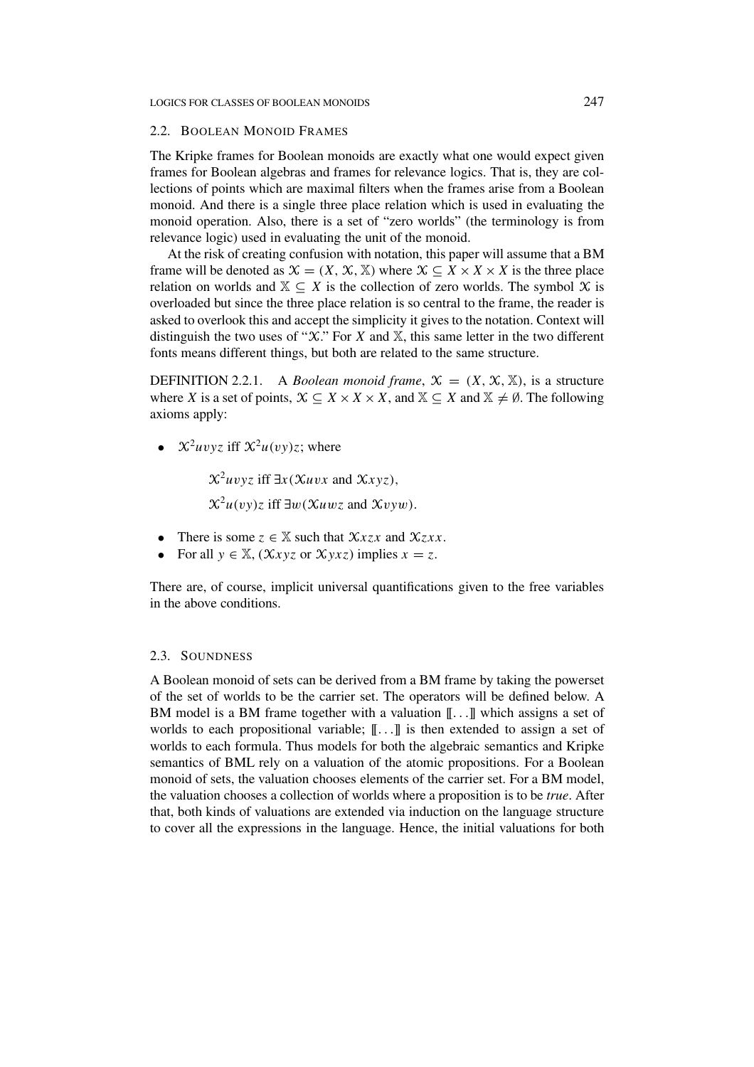## 2.2. Boolean Monoid Frames

The Kripke frames for Boolean monoids are exactly what one would expect given frames for Boolean algebras and frames for relevance logics. That is, they are collections of points which are maximal filters when the frames arise from a Boolean monoid. And there is a single three place relation which is used in evaluating the monoid operation. Also, there is a set of "zero worlds" (the terminology is from relevance logic) used in evaluating the unit of the monoid.

At the risk of creating confusion with notation, this paper will assume that a BM frame will be denoted as $\mathcal{X} = (X, \mathcal{X}, \mathbb{X})$ where $\mathcal{X} \subseteq X \times X \times X$ is the three place relation on worlds and $\mathbb{X} \subseteq X$ is the collection of zero worlds. The symbol $\mathcal{X}$ is overloaded but since the three place relation is so central to the frame, the reader is asked to overlook this and accept the simplicity it gives to the notation. Context will distinguish the two uses of "$\mathcal{X}$." For $X$ and $\mathbb{X}$, this same letter in the two different fonts means different things, but both are related to the same structure.

DEFINITION 2.2.1. A *Boolean monoid frame*, $\mathcal{X} = (X, \mathcal{X}, \mathbb{X})$, is a structure where $X$ is a set of points, $\mathcal{X} \subseteq X \times X \times X$, and $\mathbb{X} \subseteq X$ and $\mathbb{X} \neq \emptyset$. The following axioms apply:

- $\mathcal{X}^2uvyz$ iff $\mathcal{X}^2u(vy)z$; where

  $\mathcal{X}^2uvyz$ iff $\exists x(\mathcal{X}uvx$ and $\mathcal{X}xyz)$,

  $\mathcal{X}^2u(vy)z$ iff $\exists w(\mathcal{X}uwz$ and $\mathcal{X}vyw)$.

- There is some $z \in \mathbb{X}$ such that $\mathcal{X}xzx$ and $\mathcal{X}zxx$.
- For all $y \in \mathbb{X}$, $(\mathcal{X}xyz$ or $\mathcal{X}yxz)$ implies $x = z$.

There are, of course, implicit universal quantifications given to the free variables in the above conditions.

## 2.3. Soundness

A Boolean monoid of sets can be derived from a BM frame by taking the powerset of the set of worlds to be the carrier set. The operators will be defined below. A BM model is a BM frame together with a valuation $[\![\ldots]\!]$ which assigns a set of worlds to each propositional variable; $[\![\ldots]\!]$ is then extended to assign a set of worlds to each formula. Thus models for both the algebraic semantics and Kripke semantics of BML rely on a valuation of the atomic propositions. For a Boolean monoid of sets, the valuation chooses elements of the carrier set. For a BM model, the valuation chooses a collection of worlds where a proposition is to be *true*. After that, both kinds of valuations are extended via induction on the language structure to cover all the expressions in the language. Hence, the initial valuations for both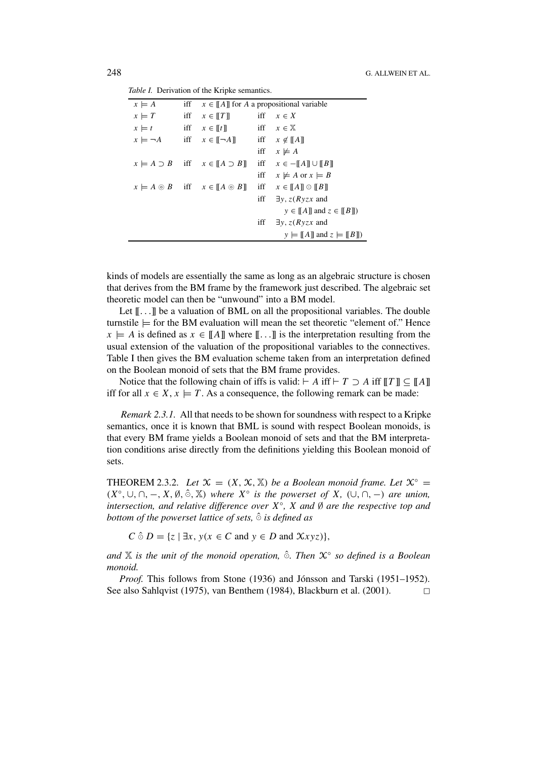*Table I.* Derivation of the Kripke semantics.

| | | | | |
|---|---|---|---|---|
| $x \models A$ | iff | $x \in [\![A]\!]$ for $A$ a propositional variable | | |
| $x \models T$ | iff | $x \in [\![T]\!]$ | iff | $x \in X$ |
| $x \models t$ | iff | $x \in [\![t]\!]$ | iff | $x \in \mathbb{X}$ |
| $x \models \neg A$ | iff | $x \in [\![\neg A]\!]$ | iff | $x \notin [\![A]\!]$ |
| | | | iff | $x \not\models A$ |
| $x \models A \supset B$ | iff | $x \in [\![A \supset B]\!]$ | iff | $x \in -[\![A]\!] \cup [\![B]\!]$ |
| | | | iff | $x \not\models A$ or $x \models B$ |
| $x \models A \circledcirc B$ | iff | $x \in [\![A \circledcirc B]\!]$ | iff | $x \in [\![A]\!] \odot [\![B]\!]$ |
| | | | iff | $\exists y, z(Ryzx$ and $y \in [\![A]\!]$ and $z \in [\![B]\!])$ |
| | | | iff | $\exists y, z(Ryzx$ and $y \models [\![A]\!]$ and $z \models [\![B]\!])$ |

kinds of models are essentially the same as long as an algebraic structure is chosen that derives from the BM frame by the framework just described. The algebraic set theoretic model can then be "unwound" into a BM model.

Let $[\![\ldots]\!]$ be a valuation of BML on all the propositional variables. The double turnstile $\models$ for the BM evaluation will mean the set theoretic "element of." Hence $x \models A$ is defined as $x \in [\![A]\!]$ where $[\![\ldots]\!]$ is the interpretation resulting from the usual extension of the valuation of the propositional variables to the connectives. Table I then gives the BM evaluation scheme taken from an interpretation defined on the Boolean monoid of sets that the BM frame provides.

Notice that the following chain of iffs is valid: $\vdash A$ iff $\vdash T \supset A$ iff $[\![T]\!] \subseteq [\![A]\!]$ iff for all $x \in X, x \models T$. As a consequence, the following remark can be made:

*Remark 2.3.1.* All that needs to be shown for soundness with respect to a Kripke semantics, once it is known that BML is sound with respect Boolean monoids, is that every BM frame yields a Boolean monoid of sets and that the BM interpretation conditions arise directly from the definitions yielding this Boolean monoid of sets.

THEOREM 2.3.2. *Let $\mathcal{X} = (X, \mathcal{X}, \mathbb{X})$ be a Boolean monoid frame. Let $\mathcal{X}^\circ = (X^\circ, \cup, \cap, -, X, \emptyset, \hat{\odot}, \mathbb{X})$ where $X^\circ$ is the powerset of $X$, $(\cup, \cap, -)$ are union, intersection, and relative difference over $X^\circ$, $X$ and $\emptyset$ are the respective top and bottom of the powerset lattice of sets, $\hat{\odot}$ is defined as*

$$C \mathbin{\hat{\odot}} D = \{z \mid \exists x, y(x \in C \text{ and } y \in D \text{ and } \mathcal{X}xyz)\},$$

*and $\mathbb{X}$ is the unit of the monoid operation, $\hat{\odot}$. Then $\mathcal{X}^\circ$ so defined is a Boolean monoid.*

*Proof.* This follows from Stone (1936) and Jónsson and Tarski (1951–1952). See also Sahlqvist (1975), van Benthem (1984), Blackburn et al. (2001). □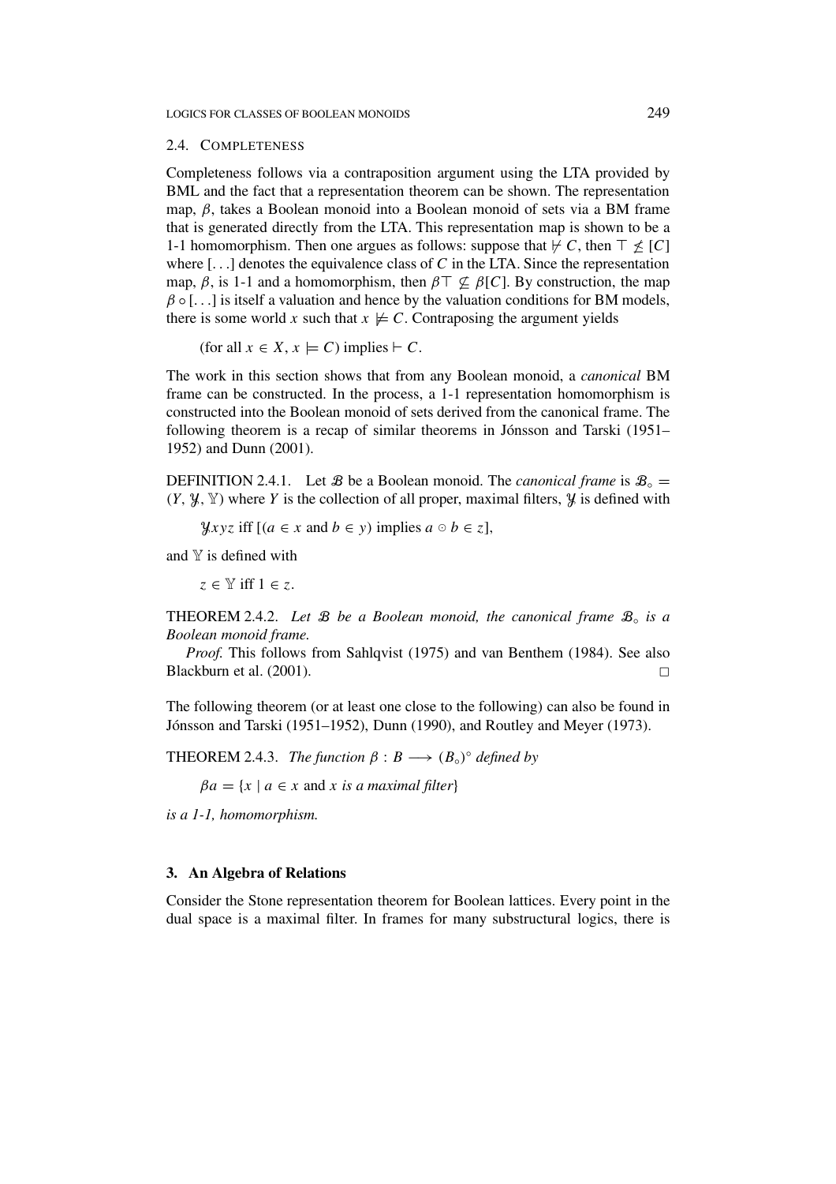### 2.4. Completeness

Completeness follows via a contraposition argument using the LTA provided by BML and the fact that a representation theorem can be shown. The representation map, $\beta$, takes a Boolean monoid into a Boolean monoid of sets via a BM frame that is generated directly from the LTA. This representation map is shown to be a 1-1 homomorphism. Then one argues as follows: suppose that $\nvdash C$, then $\top \not\leq [C]$ where $[\ldots]$ denotes the equivalence class of $C$ in the LTA. Since the representation map, $\beta$, is 1-1 and a homomorphism, then $\beta\top \not\subseteq \beta[C]$. By construction, the map $\beta \circ [\ldots]$ is itself a valuation and hence by the valuation conditions for BM models, there is some world $x$ such that $x \not\models C$. Contraposing the argument yields

(for all $x \in X$, $x \models C$) implies $\vdash C$.

The work in this section shows that from any Boolean monoid, a *canonical* BM frame can be constructed. In the process, a 1-1 representation homomorphism is constructed into the Boolean monoid of sets derived from the canonical frame. The following theorem is a recap of similar theorems in Jónsson and Tarski (1951–1952) and Dunn (2001).

DEFINITION 2.4.1. Let $\mathcal{B}$ be a Boolean monoid. The *canonical frame* is $\mathcal{B}_\circ = (Y, \mathcal{Y}, \mathbb{Y})$ where $Y$ is the collection of all proper, maximal filters, $\mathcal{Y}$ is defined with

$\mathcal{Y}xyz$ iff $[(a \in x$ and $b \in y)$ implies $a \odot b \in z]$,

and $\mathbb{Y}$ is defined with

$z \in \mathbb{Y}$ iff $1 \in z$.

THEOREM 2.4.2. *Let $\mathcal{B}$ be a Boolean monoid, the canonical frame $\mathcal{B}_\circ$ is a Boolean monoid frame.*

*Proof.* This follows from Sahlqvist (1975) and van Benthem (1984). See also Blackburn et al. (2001). □

The following theorem (or at least one close to the following) can also be found in Jónsson and Tarski (1951–1952), Dunn (1990), and Routley and Meyer (1973).

THEOREM 2.4.3. *The function $\beta : B \longrightarrow (B_\circ)^\circ$ defined by*

$\beta a = \{x \mid a \in x$ and $x$ *is a maximal filter*$\}$

*is a 1-1, homomorphism.*

## 3. An Algebra of Relations

Consider the Stone representation theorem for Boolean lattices. Every point in the dual space is a maximal filter. In frames for many substructural logics, there is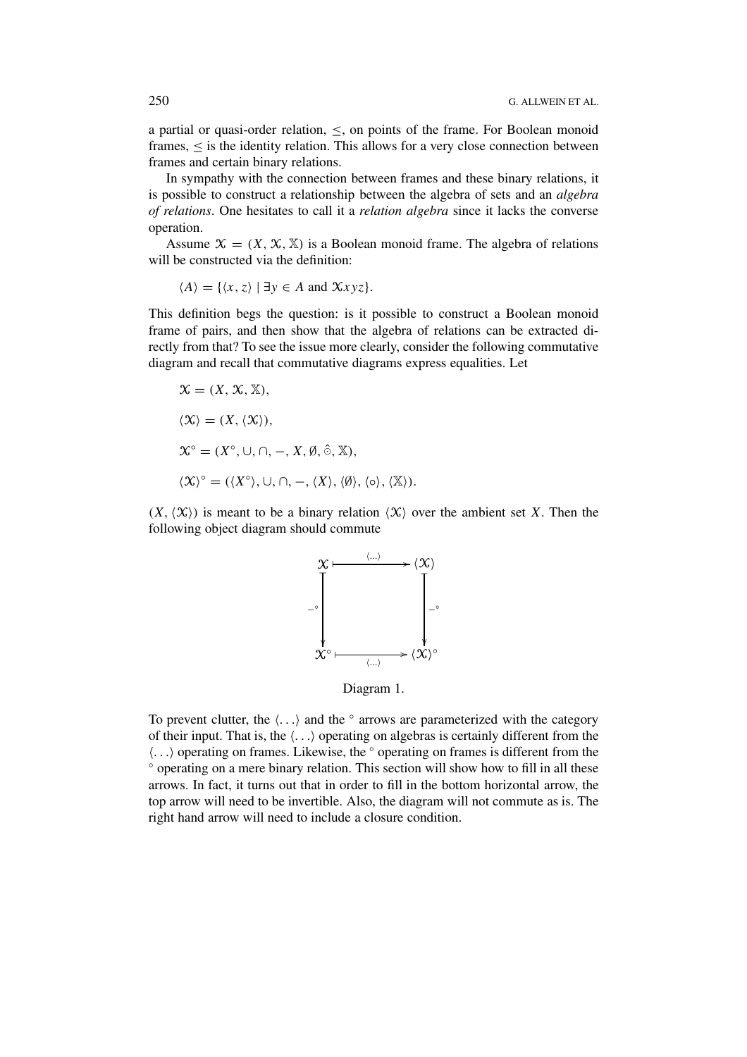a partial or quasi-order relation, $\leq$, on points of the frame. For Boolean monoid frames, $\leq$ is the identity relation. This allows for a very close connection between frames and certain binary relations.

In sympathy with the connection between frames and these binary relations, it is possible to construct a relationship between the algebra of sets and an *algebra of relations*. One hesitates to call it a *relation algebra* since it lacks the converse operation.

Assume $\mathcal{X} = (X, \mathcal{X}, \mathbb{X})$ is a Boolean monoid frame. The algebra of relations will be constructed via the definition:

$$\langle A \rangle = \{\langle x, z \rangle \mid \exists y \in A \text{ and } \mathcal{X}xyz\}.$$

This definition begs the question: is it possible to construct a Boolean monoid frame of pairs, and then show that the algebra of relations can be extracted directly from that? To see the issue more clearly, consider the following commutative diagram and recall that commutative diagrams express equalities. Let

$$\mathcal{X} = (X, \mathcal{X}, \mathbb{X}),$$

$$\langle \mathcal{X} \rangle = (X, \langle \mathcal{X} \rangle),$$

$$\mathcal{X}^{\circ} = (X^{\circ}, \cup, \cap, -, X, \emptyset, \hat{\circ}, \mathbb{X}),$$

$$\langle \mathcal{X} \rangle^{\circ} = (\langle X^{\circ} \rangle, \cup, \cap, -, \langle X \rangle, \langle \emptyset \rangle, \langle \circ \rangle, \langle \mathbb{X} \rangle).$$

$(X, \langle \mathcal{X} \rangle)$ is meant to be a binary relation $\langle \mathcal{X} \rangle$ over the ambient set $X$. Then the following object diagram should commute

$$\begin{array}{ccc} \mathcal{X} & \xrightarrow{\langle \ldots \rangle} & \langle \mathcal{X} \rangle \\ \downarrow{\scriptstyle -^{\circ}} & & \downarrow{\scriptstyle -^{\circ}} \\ \mathcal{X}^{\circ} & \xrightarrow[\langle \ldots \rangle]{} & \langle \mathcal{X} \rangle^{\circ} \end{array}$$

Diagram 1.

To prevent clutter, the $\langle \ldots \rangle$ and the $^{\circ}$ arrows are parameterized with the category of their input. That is, the $\langle \ldots \rangle$ operating on algebras is certainly different from the $\langle \ldots \rangle$ operating on frames. Likewise, the $^{\circ}$ operating on frames is different from the $^{\circ}$ operating on a mere binary relation. This section will show how to fill in all these arrows. In fact, it turns out that in order to fill in the bottom horizontal arrow, the top arrow will need to be invertible. Also, the diagram will not commute as is. The right hand arrow will need to include a closure condition.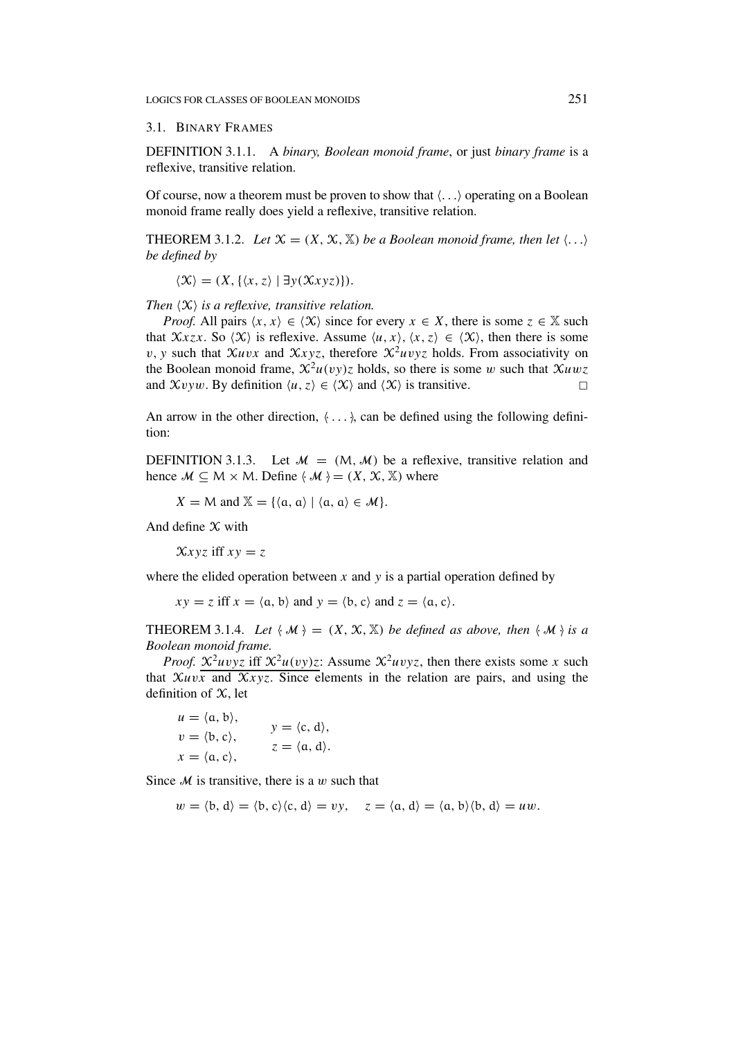### 3.1. Binary Frames

DEFINITION 3.1.1. A *binary, Boolean monoid frame*, or just *binary frame* is a reflexive, transitive relation.

Of course, now a theorem must be proven to show that $\langle \ldots \rangle$ operating on a Boolean monoid frame really does yield a reflexive, transitive relation.

THEOREM 3.1.2. *Let $\mathcal{X} = (X, \mathcal{X}, \mathbb{X})$ be a Boolean monoid frame, then let $\langle \ldots \rangle$ be defined by*

$$\langle \mathcal{X} \rangle = (X, \{\langle x, z \rangle \mid \exists y(\mathcal{X}xyz)\}).$$

*Then $\langle \mathcal{X} \rangle$ is a reflexive, transitive relation.*

*Proof.* All pairs $\langle x, x \rangle \in \langle \mathcal{X} \rangle$ since for every $x \in X$, there is some $z \in \mathbb{X}$ such that $\mathcal{X}xzx$. So $\langle \mathcal{X} \rangle$ is reflexive. Assume $\langle u, x \rangle, \langle x, z \rangle \in \langle \mathcal{X} \rangle$, then there is some $v, y$ such that $\mathcal{X}uvx$ and $\mathcal{X}xyz$, therefore $\mathcal{X}^2uvyz$ holds. From associativity on the Boolean monoid frame, $\mathcal{X}^2u(vy)z$ holds, so there is some $w$ such that $\mathcal{X}uwz$ and $\mathcal{X}vyw$. By definition $\langle u, z \rangle \in \langle \mathcal{X} \rangle$ and $\langle \mathcal{X} \rangle$ is transitive. □

An arrow in the other direction, $\langle\!\langle \ldots \rangle\!\rangle$, can be defined using the following definition:

DEFINITION 3.1.3. Let $\mathcal{M} = (\mathsf{M}, \mathcal{M})$ be a reflexive, transitive relation and hence $\mathcal{M} \subseteq \mathsf{M} \times \mathsf{M}$. Define $\langle\!\langle \mathcal{M} \rangle\!\rangle = (X, \mathcal{X}, \mathbb{X})$ where

$$X = \mathsf{M} \text{ and } \mathbb{X} = \{\langle \mathfrak{a}, \mathfrak{a} \rangle \mid \langle \mathfrak{a}, \mathfrak{a} \rangle \in \mathcal{M}\}.$$

And define $\mathcal{X}$ with

$$\mathcal{X}xyz \text{ iff } xy = z$$

where the elided operation between $x$ and $y$ is a partial operation defined by

$$xy = z \text{ iff } x = \langle \mathfrak{a}, \mathfrak{b} \rangle \text{ and } y = \langle \mathfrak{b}, \mathfrak{c} \rangle \text{ and } z = \langle \mathfrak{a}, \mathfrak{c} \rangle.$$

THEOREM 3.1.4. *Let $\langle\!\langle \mathcal{M} \rangle\!\rangle = (X, \mathcal{X}, \mathbb{X})$ be defined as above, then $\langle\!\langle \mathcal{M} \rangle\!\rangle$ is a Boolean monoid frame.*

*Proof.* $\underline{\mathcal{X}^2uvyz \text{ iff } \mathcal{X}^2u(vy)z}$: Assume $\mathcal{X}^2uvyz$, then there exists some $x$ such that $\mathcal{X}uvx$ and $\mathcal{X}xyz$. Since elements in the relation are pairs, and using the definition of $\mathcal{X}$, let

$$u = \langle \mathfrak{a}, \mathfrak{b} \rangle, \quad v = \langle \mathfrak{b}, \mathfrak{c} \rangle, \quad x = \langle \mathfrak{a}, \mathfrak{c} \rangle, \quad y = \langle \mathfrak{c}, \mathfrak{d} \rangle, \quad z = \langle \mathfrak{a}, \mathfrak{d} \rangle.$$

Since $\mathcal{M}$ is transitive, there is a $w$ such that

$$w = \langle \mathfrak{b}, \mathfrak{d} \rangle = \langle \mathfrak{b}, \mathfrak{c} \rangle \langle \mathfrak{c}, \mathfrak{d} \rangle = vy, \quad z = \langle \mathfrak{a}, \mathfrak{d} \rangle = \langle \mathfrak{a}, \mathfrak{b} \rangle \langle \mathfrak{b}, \mathfrak{d} \rangle = uw.$$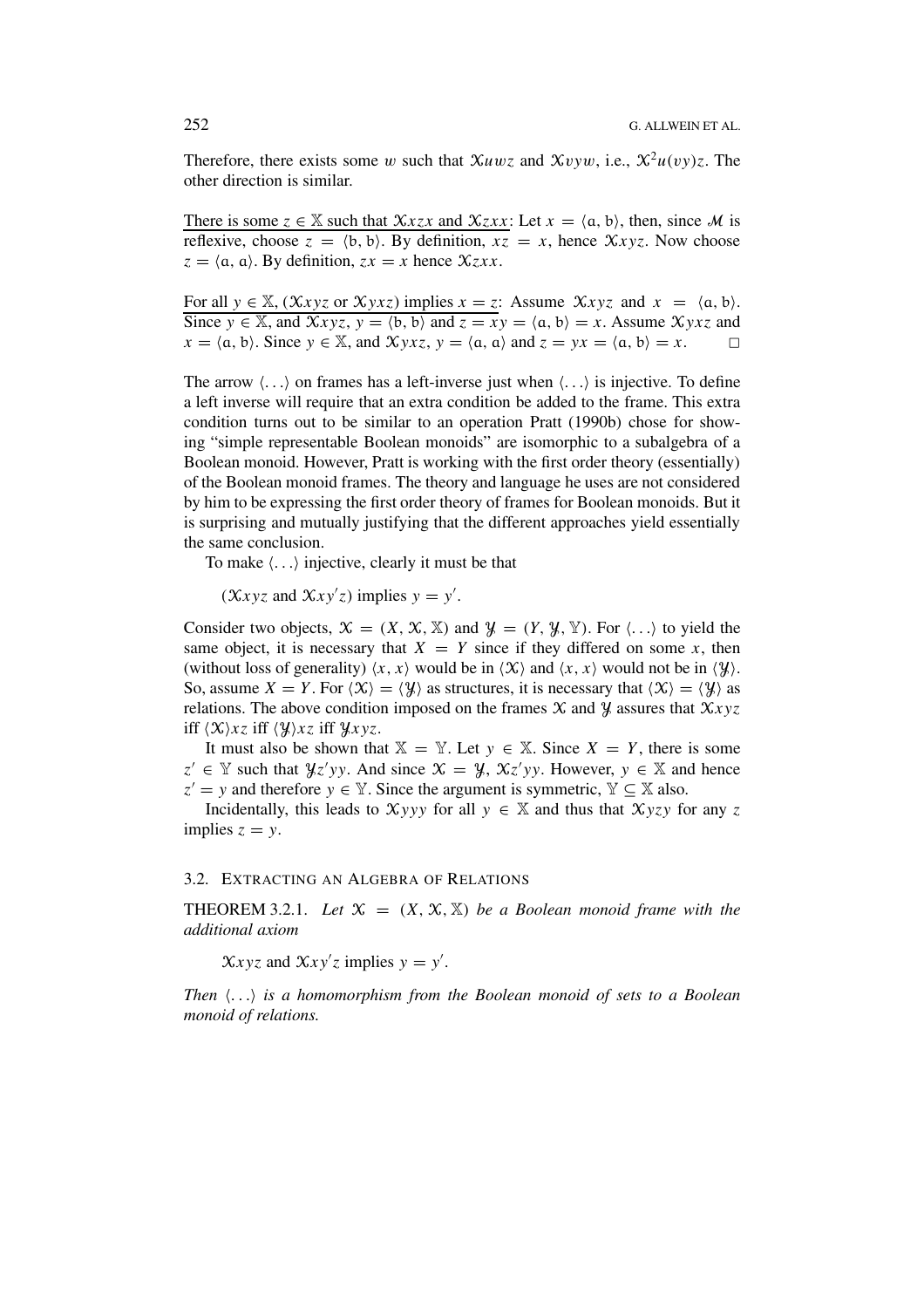Therefore, there exists some $w$ such that $\mathcal{X}uwz$ and $\mathcal{X}vyw$, i.e., $\mathcal{X}^2u(vy)z$. The other direction is similar.

<u>There is some $z \in \mathbb{X}$ such that $\mathcal{X}xzx$ and $\mathcal{X}zxx$</u>: Let $x = \langle \mathfrak{a}, \mathfrak{b} \rangle$, then, since $\mathcal{M}$ is reflexive, choose $z = \langle \mathfrak{b}, \mathfrak{b} \rangle$. By definition, $xz = x$, hence $\mathcal{X}xyz$. Now choose $z = \langle \mathfrak{a}, \mathfrak{a} \rangle$. By definition, $zx = x$ hence $\mathcal{X}zxx$.

<u>For all $y \in \mathbb{X}$, ($\mathcal{X}xyz$ or $\mathcal{X}yxz$) implies $x = z$</u>: Assume $\mathcal{X}xyz$ and $x = \langle \mathfrak{a}, \mathfrak{b} \rangle$. Since $y \in \mathbb{X}$, and $\mathcal{X}xyz$, $y = \langle \mathfrak{b}, \mathfrak{b} \rangle$ and $z = xy = \langle \mathfrak{a}, \mathfrak{b} \rangle = x$. Assume $\mathcal{X}yxz$ and $x = \langle \mathfrak{a}, \mathfrak{b} \rangle$. Since $y \in \mathbb{X}$, and $\mathcal{X}yxz$, $y = \langle \mathfrak{a}, \mathfrak{a} \rangle$ and $z = yx = \langle \mathfrak{a}, \mathfrak{b} \rangle = x$. □

The arrow $\langle \ldots \rangle$ on frames has a left-inverse just when $\langle \ldots \rangle$ is injective. To define a left inverse will require that an extra condition be added to the frame. This extra condition turns out to be similar to an operation Pratt (1990b) chose for showing "simple representable Boolean monoids" are isomorphic to a subalgebra of a Boolean monoid. However, Pratt is working with the first order theory (essentially) of the Boolean monoid frames. The theory and language he uses are not considered by him to be expressing the first order theory of frames for Boolean monoids. But it is surprising and mutually justifying that the different approaches yield essentially the same conclusion.

To make $\langle \ldots \rangle$ injective, clearly it must be that

$(\mathcal{X}xyz$ and $\mathcal{X}xy'z)$ implies $y = y'$.

Consider two objects, $\mathcal{X} = (X, \mathcal{X}, \mathbb{X})$ and $\mathcal{Y} = (Y, \mathcal{Y}, \mathbb{Y})$. For $\langle \ldots \rangle$ to yield the same object, it is necessary that $X = Y$ since if they differed on some $x$, then (without loss of generality) $\langle x, x \rangle$ would be in $\langle \mathcal{X} \rangle$ and $\langle x, x \rangle$ would not be in $\langle \mathcal{Y} \rangle$. So, assume $X = Y$. For $\langle \mathcal{X} \rangle = \langle \mathcal{Y} \rangle$ as structures, it is necessary that $\langle \mathcal{X} \rangle = \langle \mathcal{Y} \rangle$ as relations. The above condition imposed on the frames $\mathcal{X}$ and $\mathcal{Y}$ assures that $\mathcal{X}xyz$ iff $\langle \mathcal{X} \rangle xz$ iff $\langle \mathcal{Y} \rangle xz$ iff $\mathcal{Y}xyz$.

It must also be shown that $\mathbb{X} = \mathbb{Y}$. Let $y \in \mathbb{X}$. Since $X = Y$, there is some $z' \in \mathbb{Y}$ such that $\mathcal{Y}z'yy$. And since $\mathcal{X} = \mathcal{Y}$, $\mathcal{X}z'yy$. However, $y \in \mathbb{X}$ and hence $z' = y$ and therefore $y \in \mathbb{Y}$. Since the argument is symmetric, $\mathbb{Y} \subseteq \mathbb{X}$ also.

Incidentally, this leads to $\mathcal{X}yyy$ for all $y \in \mathbb{X}$ and thus that $\mathcal{X}yzy$ for any $z$ implies $z = y$.

### 3.2. Extracting an Algebra of Relations

**THEOREM 3.2.1.** *Let $\mathcal{X} = (X, \mathcal{X}, \mathbb{X})$ be a Boolean monoid frame with the additional axiom*

$\mathcal{X}xyz$ and $\mathcal{X}xy'z$ implies $y = y'$.

*Then $\langle \ldots \rangle$ is a homomorphism from the Boolean monoid of sets to a Boolean monoid of relations.*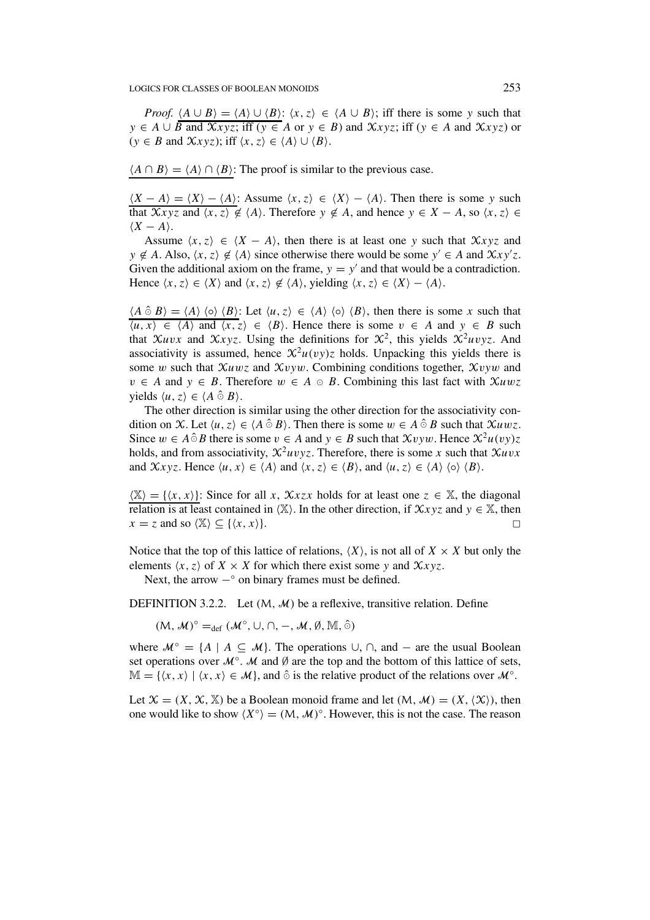*Proof.* $\underline{\langle A \cup B\rangle = \langle A\rangle \cup \langle B\rangle}$: $\langle x, z\rangle \in \langle A \cup B\rangle$; iff there is some $y$ such that $y \in A \cup B$ and $\mathcal{X}xyz$; iff ($y \in A$ or $y \in B$) and $\mathcal{X}xyz$; iff ($y \in A$ and $\mathcal{X}xyz$) or ($y \in B$ and $\mathcal{X}xyz$); iff $\langle x, z\rangle \in \langle A\rangle \cup \langle B\rangle$.

$\underline{\langle A \cap B\rangle = \langle A\rangle \cap \langle B\rangle}$: The proof is similar to the previous case.

$\underline{\langle X - A\rangle = \langle X\rangle - \langle A\rangle}$: Assume $\langle x, z\rangle \in \langle X\rangle - \langle A\rangle$. Then there is some $y$ such that $\mathcal{X}xyz$ and $\langle x, z\rangle \notin \langle A\rangle$. Therefore $y \notin A$, and hence $y \in X - A$, so $\langle x, z\rangle \in \langle X - A\rangle$.

Assume $\langle x, z\rangle \in \langle X - A\rangle$, then there is at least one $y$ such that $\mathcal{X}xyz$ and $y \notin A$. Also, $\langle x, z\rangle \notin \langle A\rangle$ since otherwise there would be some $y' \in A$ and $\mathcal{X}xy'z$. Given the additional axiom on the frame, $y = y'$ and that would be a contradiction. Hence $\langle x, z\rangle \in \langle X\rangle$ and $\langle x, z\rangle \notin \langle A\rangle$, yielding $\langle x, z\rangle \in \langle X\rangle - \langle A\rangle$.

$\underline{\langle A \mathbin{\hat{\odot}} B\rangle = \langle A\rangle \langle\circ\rangle \langle B\rangle}$: Let $\langle u, z\rangle \in \langle A\rangle \langle\circ\rangle \langle B\rangle$, then there is some $x$ such that $\langle u, x\rangle \in \langle A\rangle$ and $\langle x, z\rangle \in \langle B\rangle$. Hence there is some $v \in A$ and $y \in B$ such that $\mathcal{X}uvx$ and $\mathcal{X}xyz$. Using the definitions for $\mathcal{X}^2$, this yields $\mathcal{X}^2uvyz$. And associativity is assumed, hence $\mathcal{X}^2u(vy)z$ holds. Unpacking this yields there is some $w$ such that $\mathcal{X}uwz$ and $\mathcal{X}vyw$. Combining conditions together, $\mathcal{X}vyw$ and $v \in A$ and $y \in B$. Therefore $w \in A \odot B$. Combining this last fact with $\mathcal{X}uwz$ yields $\langle u, z\rangle \in \langle A \mathbin{\hat{\odot}} B\rangle$.

The other direction is similar using the other direction for the associativity condition on $\mathcal{X}$. Let $\langle u, z\rangle \in \langle A \mathbin{\hat{\odot}} B\rangle$. Then there is some $w \in A \mathbin{\hat{\odot}} B$ such that $\mathcal{X}uwz$. Since $w \in A \mathbin{\hat{\odot}} B$ there is some $v \in A$ and $y \in B$ such that $\mathcal{X}vyw$. Hence $\mathcal{X}^2u(vy)z$ holds, and from associativity, $\mathcal{X}^2uvyz$. Therefore, there is some $x$ such that $\mathcal{X}uvx$ and $\mathcal{X}xyz$. Hence $\langle u, x\rangle \in \langle A\rangle$ and $\langle x, z\rangle \in \langle B\rangle$, and $\langle u, z\rangle \in \langle A\rangle \langle\circ\rangle \langle B\rangle$.

$\underline{\langle \mathbb{X}\rangle = \{\langle x, x\rangle\}}$: Since for all $x$, $\mathcal{X}xzx$ holds for at least one $z \in \mathbb{X}$, the diagonal relation is at least contained in $\langle \mathbb{X}\rangle$. In the other direction, if $\mathcal{X}xyz$ and $y \in \mathbb{X}$, then $x = z$ and so $\langle \mathbb{X}\rangle \subseteq \{\langle x, x\rangle\}$. □

Notice that the top of this lattice of relations, $\langle X\rangle$, is not all of $X \times X$ but only the elements $\langle x, z\rangle$ of $X \times X$ for which there exist some $y$ and $\mathcal{X}xyz$.

Next, the arrow $-\circ$ on binary frames must be defined.

DEFINITION 3.2.2. Let $(\mathsf{M}, \mathcal{M})$ be a reflexive, transitive relation. Define

$$(\mathsf{M}, \mathcal{M})^{\circ} =_{\text{def}} (\mathcal{M}^{\circ}, \cup, \cap, -, \mathcal{M}, \emptyset, \mathbb{M}, \hat{\odot})$$

where $\mathcal{M}^{\circ} = \{A \mid A \subseteq \mathcal{M}\}$. The operations $\cup$, $\cap$, and $-$ are the usual Boolean set operations over $\mathcal{M}^{\circ}$. $\mathcal{M}$ and $\emptyset$ are the top and the bottom of this lattice of sets, $\mathbb{M} = \{\langle x, x\rangle \mid \langle x, x\rangle \in \mathcal{M}\}$, and $\hat{\odot}$ is the relative product of the relations over $\mathcal{M}^{\circ}$.

Let $\mathcal{X} = (X, \mathcal{X}, \mathbb{X})$ be a Boolean monoid frame and let $(\mathsf{M}, \mathcal{M}) = (X, \langle \mathcal{X}\rangle)$, then one would like to show $\langle X^{\circ}\rangle = (\mathsf{M}, \mathcal{M})^{\circ}$. However, this is not the case. The reason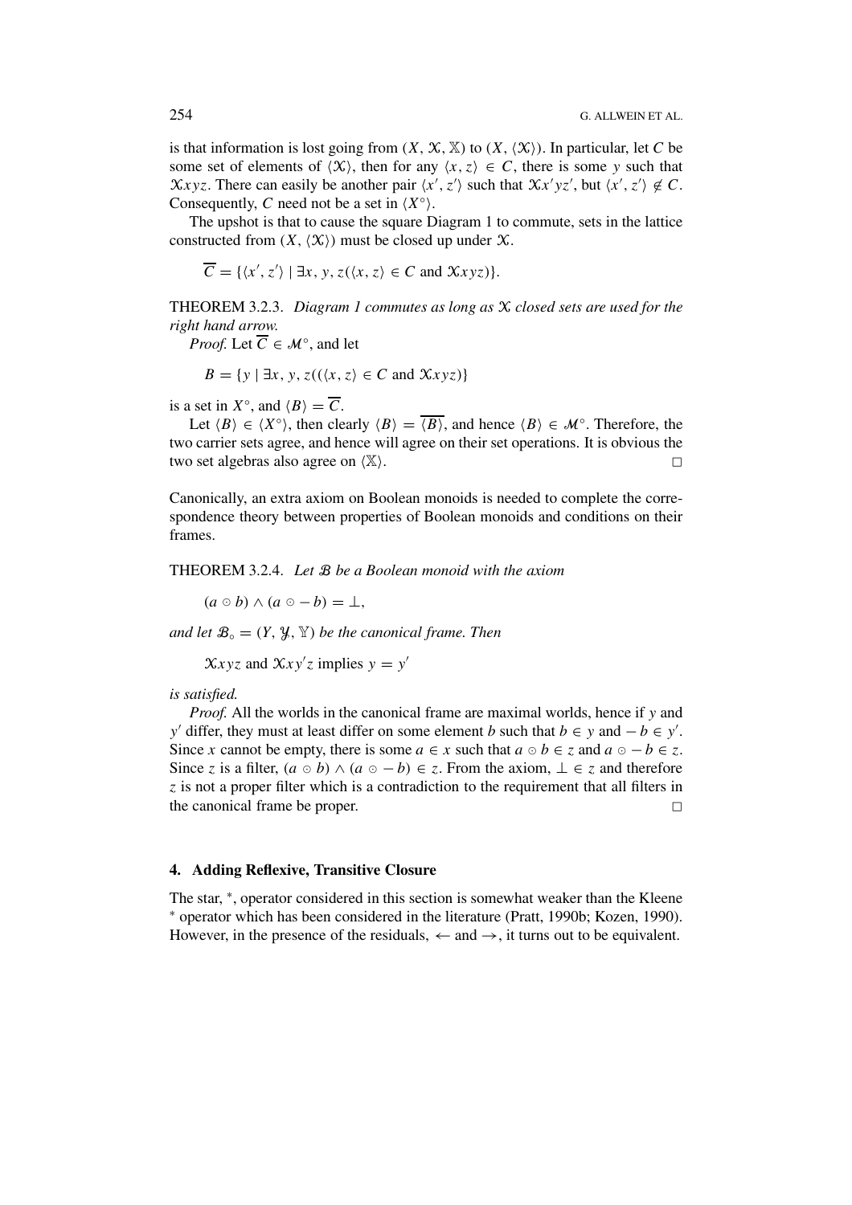is that information is lost going from $(X, \mathcal{X}, \mathbb{X})$ to $(X, \langle \mathcal{X} \rangle)$. In particular, let $C$ be some set of elements of $\langle \mathcal{X} \rangle$, then for any $\langle x, z \rangle \in C$, there is some $y$ such that $\mathcal{X}xyz$. There can easily be another pair $\langle x', z' \rangle$ such that $\mathcal{X}x'yz'$, but $\langle x', z' \rangle \notin C$. Consequently, $C$ need not be a set in $\langle X^\circ \rangle$.

The upshot is that to cause the square Diagram 1 to commute, sets in the lattice constructed from $(X, \langle \mathcal{X} \rangle)$ must be closed up under $\mathcal{X}$.

$$\overline{C} = \{\langle x', z' \rangle \mid \exists x, y, z(\langle x, z \rangle \in C \text{ and } \mathcal{X}xyz)\}.$$

THEOREM 3.2.3. *Diagram 1 commutes as long as $\mathcal{X}$ closed sets are used for the right hand arrow.*

*Proof.* Let $\overline{C} \in \mathcal{M}^\circ$, and let

$$B = \{y \mid \exists x, y, z((\langle x, z \rangle \in C \text{ and } \mathcal{X}xyz)\}$$

is a set in $X^\circ$, and $\langle B \rangle = \overline{C}$.

Let $\langle B \rangle \in \langle X^\circ \rangle$, then clearly $\langle B \rangle = \overline{\langle B \rangle}$, and hence $\langle B \rangle \in \mathcal{M}^\circ$. Therefore, the two carrier sets agree, and hence will agree on their set operations. It is obvious the two set algebras also agree on $\langle \mathbb{X} \rangle$. □

Canonically, an extra axiom on Boolean monoids is needed to complete the correspondence theory between properties of Boolean monoids and conditions on their frames.

THEOREM 3.2.4. *Let $\mathcal{B}$ be a Boolean monoid with the axiom*

$$(a \odot b) \wedge (a \odot -b) = \bot,$$

*and let $\mathcal{B}_\circ = (Y, \mathcal{Y}, \mathbb{Y})$ be the canonical frame. Then*

$$\mathcal{X}xyz \text{ and } \mathcal{X}xy'z \text{ implies } y = y'$$

*is satisfied.*

*Proof.* All the worlds in the canonical frame are maximal worlds, hence if $y$ and $y'$ differ, they must at least differ on some element $b$ such that $b \in y$ and $-b \in y'$. Since $x$ cannot be empty, there is some $a \in x$ such that $a \odot b \in z$ and $a \odot -b \in z$. Since $z$ is a filter, $(a \odot b) \wedge (a \odot -b) \in z$. From the axiom, $\bot \in z$ and therefore $z$ is not a proper filter which is a contradiction to the requirement that all filters in the canonical frame be proper. □

## 4. Adding Reflexive, Transitive Closure

The star, $^*$, operator considered in this section is somewhat weaker than the Kleene $^*$ operator which has been considered in the literature (Pratt, 1990b; Kozen, 1990). However, in the presence of the residuals, $\leftarrow$ and $\rightarrow$, it turns out to be equivalent.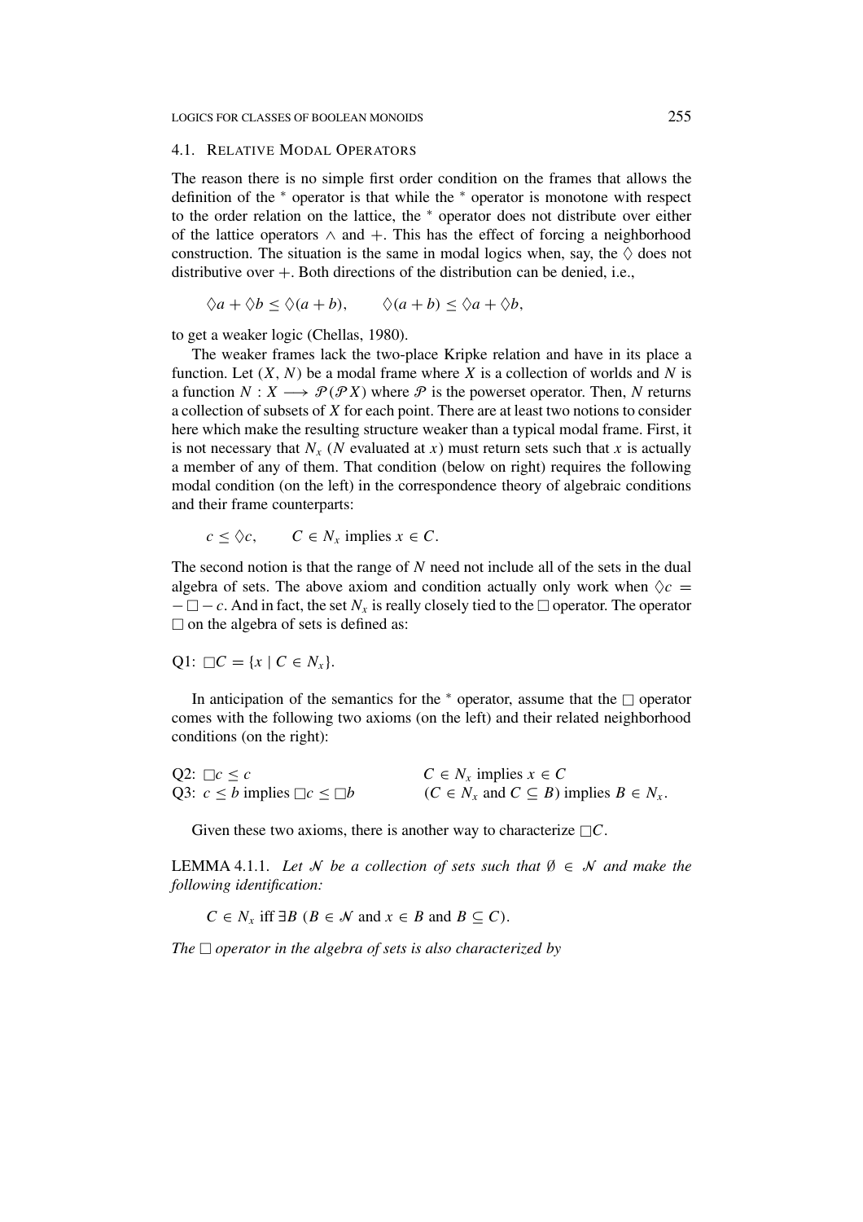### 4.1. Relative Modal Operators

The reason there is no simple first order condition on the frames that allows the definition of the $^*$ operator is that while the $^*$ operator is monotone with respect to the order relation on the lattice, the $^*$ operator does not distribute over either of the lattice operators $\wedge$ and $+$. This has the effect of forcing a neighborhood construction. The situation is the same in modal logics when, say, the $\Diamond$ does not distributive over $+$. Both directions of the distribution can be denied, i.e.,

$$\Diamond a + \Diamond b \leq \Diamond(a + b), \qquad \Diamond(a + b) \leq \Diamond a + \Diamond b,$$

to get a weaker logic (Chellas, 1980).

The weaker frames lack the two-place Kripke relation and have in its place a function. Let $(X, N)$ be a modal frame where $X$ is a collection of worlds and $N$ is a function $N : X \longrightarrow \mathcal{P}(\mathcal{P}X)$ where $\mathcal{P}$ is the powerset operator. Then, $N$ returns a collection of subsets of $X$ for each point. There are at least two notions to consider here which make the resulting structure weaker than a typical modal frame. First, it is not necessary that $N_x$ ($N$ evaluated at $x$) must return sets such that $x$ is actually a member of any of them. That condition (below on right) requires the following modal condition (on the left) in the correspondence theory of algebraic conditions and their frame counterparts:

$$c \leq \Diamond c, \qquad C \in N_x \text{ implies } x \in C.$$

The second notion is that the range of $N$ need not include all of the sets in the dual algebra of sets. The above axiom and condition actually only work when $\Diamond c = -\Box - c$. And in fact, the set $N_x$ is really closely tied to the $\Box$ operator. The operator $\Box$ on the algebra of sets is defined as:

Q1: $\Box C = \{x \mid C \in N_x\}$.

In anticipation of the semantics for the $^*$ operator, assume that the $\Box$ operator comes with the following two axioms (on the left) and their related neighborhood conditions (on the right):

Q2: $\Box c \leq c$ $\qquad\qquad$ $C \in N_x$ implies $x \in C$

Q3: $c \leq b$ implies $\Box c \leq \Box b$ $\qquad\qquad$ $(C \in N_x$ and $C \subseteq B)$ implies $B \in N_x$.

Given these two axioms, there is another way to characterize $\Box C$.

**LEMMA 4.1.1.** *Let $\mathcal{N}$ be a collection of sets such that $\emptyset \in \mathcal{N}$ and make the following identification:*

$$C \in N_x \text{ iff } \exists B\ (B \in \mathcal{N} \text{ and } x \in B \text{ and } B \subseteq C).$$

*The $\Box$ operator in the algebra of sets is also characterized by*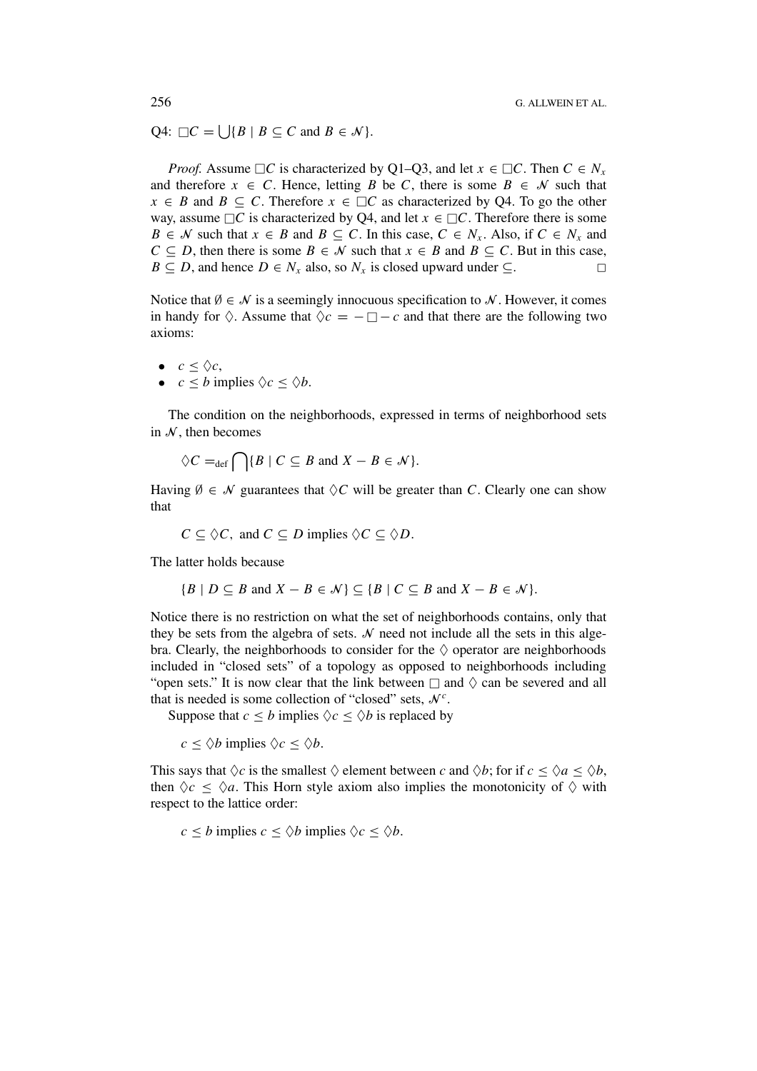Q4: $\Box C = \bigcup\{B \mid B \subseteq C \text{ and } B \in \mathcal{N}\}$.

*Proof.* Assume $\Box C$ is characterized by Q1–Q3, and let $x \in \Box C$. Then $C \in N_x$ and therefore $x \in C$. Hence, letting $B$ be $C$, there is some $B \in \mathcal{N}$ such that $x \in B$ and $B \subseteq C$. Therefore $x \in \Box C$ as characterized by Q4. To go the other way, assume $\Box C$ is characterized by Q4, and let $x \in \Box C$. Therefore there is some $B \in \mathcal{N}$ such that $x \in B$ and $B \subseteq C$. In this case, $C \in N_x$. Also, if $C \in N_x$ and $C \subseteq D$, then there is some $B \in \mathcal{N}$ such that $x \in B$ and $B \subseteq C$. But in this case, $B \subseteq D$, and hence $D \in N_x$ also, so $N_x$ is closed upward under $\subseteq$. □

Notice that $\emptyset \in \mathcal{N}$ is a seemingly innocuous specification to $\mathcal{N}$. However, it comes in handy for $\Diamond$. Assume that $\Diamond c = -\Box - c$ and that there are the following two axioms:

- $c \leq \Diamond c$,
- $c \leq b$ implies $\Diamond c \leq \Diamond b$.

The condition on the neighborhoods, expressed in terms of neighborhood sets in $\mathcal{N}$, then becomes

$$\Diamond C =_{\text{def}} \bigcap\{B \mid C \subseteq B \text{ and } X - B \in \mathcal{N}\}.$$

Having $\emptyset \in \mathcal{N}$ guarantees that $\Diamond C$ will be greater than $C$. Clearly one can show that

$$C \subseteq \Diamond C, \text{ and } C \subseteq D \text{ implies } \Diamond C \subseteq \Diamond D.$$

The latter holds because

$$\{B \mid D \subseteq B \text{ and } X - B \in \mathcal{N}\} \subseteq \{B \mid C \subseteq B \text{ and } X - B \in \mathcal{N}\}.$$

Notice there is no restriction on what the set of neighborhoods contains, only that they be sets from the algebra of sets. $\mathcal{N}$ need not include all the sets in this algebra. Clearly, the neighborhoods to consider for the $\Diamond$ operator are neighborhoods included in "closed sets" of a topology as opposed to neighborhoods including "open sets." It is now clear that the link between $\Box$ and $\Diamond$ can be severed and all that is needed is some collection of "closed" sets, $\mathcal{N}^c$.

Suppose that $c \leq b$ implies $\Diamond c \leq \Diamond b$ is replaced by

$$c \leq \Diamond b \text{ implies } \Diamond c \leq \Diamond b.$$

This says that $\Diamond c$ is the smallest $\Diamond$ element between $c$ and $\Diamond b$; for if $c \leq \Diamond a \leq \Diamond b$, then $\Diamond c \leq \Diamond a$. This Horn style axiom also implies the monotonicity of $\Diamond$ with respect to the lattice order:

$$c \leq b \text{ implies } c \leq \Diamond b \text{ implies } \Diamond c \leq \Diamond b.$$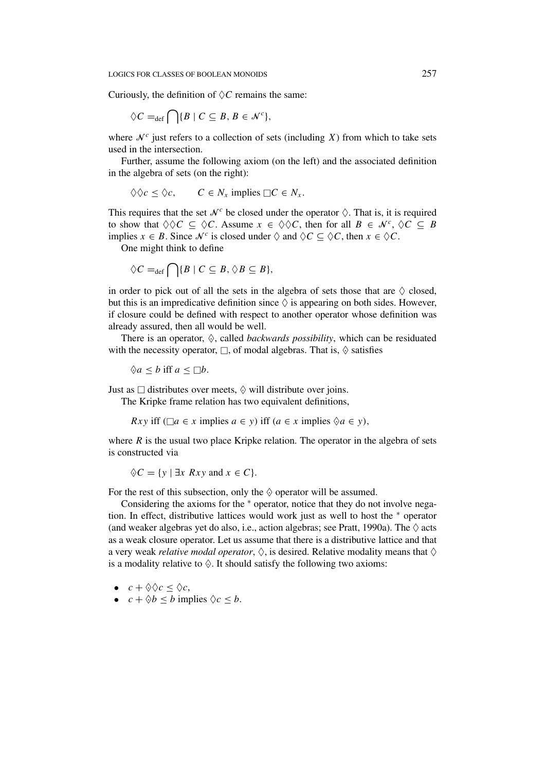Curiously, the definition of $\Diamond C$ remains the same:

$$\Diamond C =_{\text{def}} \bigcap\{B \mid C \subseteq B,\, B \in \mathcal{N}^c\},$$

where $\mathcal{N}^c$ just refers to a collection of sets (including $X$) from which to take sets used in the intersection.

Further, assume the following axiom (on the left) and the associated definition in the algebra of sets (on the right):

$$\Diamond\Diamond c \leq \Diamond c, \qquad C \in N_x \text{ implies } \Box C \in N_x.$$

This requires that the set $\mathcal{N}^c$ be closed under the operator $\Diamond$. That is, it is required to show that $\Diamond\Diamond C \subseteq \Diamond C$. Assume $x \in \Diamond\Diamond C$, then for all $B \in \mathcal{N}^c$, $\Diamond C \subseteq B$ implies $x \in B$. Since $\mathcal{N}^c$ is closed under $\Diamond$ and $\Diamond C \subseteq \Diamond C$, then $x \in \Diamond C$.

One might think to define

$$\Diamond C =_{\text{def}} \bigcap\{B \mid C \subseteq B,\, \Diamond B \subseteq B\},$$

in order to pick out of all the sets in the algebra of sets those that are $\Diamond$ closed, but this is an impredicative definition since $\Diamond$ is appearing on both sides. However, if closure could be defined with respect to another operator whose definition was already assured, then all would be well.

There is an operator, $\diamondsuit$, called *backwards possibility*, which can be residuated with the necessity operator, $\Box$, of modal algebras. That is, $\diamondsuit$ satisfies

$$\diamondsuit a \leq b \text{ iff } a \leq \Box b.$$

Just as $\Box$ distributes over meets, $\diamondsuit$ will distribute over joins.

The Kripke frame relation has two equivalent definitions,

$$Rxy \text{ iff } (\Box a \in x \text{ implies } a \in y) \text{ iff } (a \in x \text{ implies } \diamondsuit a \in y),$$

where $R$ is the usual two place Kripke relation. The operator in the algebra of sets is constructed via

$$\diamondsuit C = \{y \mid \exists x\ Rxy \text{ and } x \in C\}.$$

For the rest of this subsection, only the $\diamondsuit$ operator will be assumed.

Considering the axioms for the $^*$ operator, notice that they do not involve negation. In effect, distributive lattices would work just as well to host the $^*$ operator (and weaker algebras yet do also, i.e., action algebras; see Pratt, 1990a). The $\Diamond$ acts as a weak closure operator. Let us assume that there is a distributive lattice and that a very weak *relative modal operator*, $\Diamond$, is desired. Relative modality means that $\Diamond$ is a modality relative to $\diamondsuit$. It should satisfy the following two axioms:

- $c + \diamondsuit\Diamond c \leq \Diamond c$,
- $c + \diamondsuit b \leq b$ implies $\Diamond c \leq b$.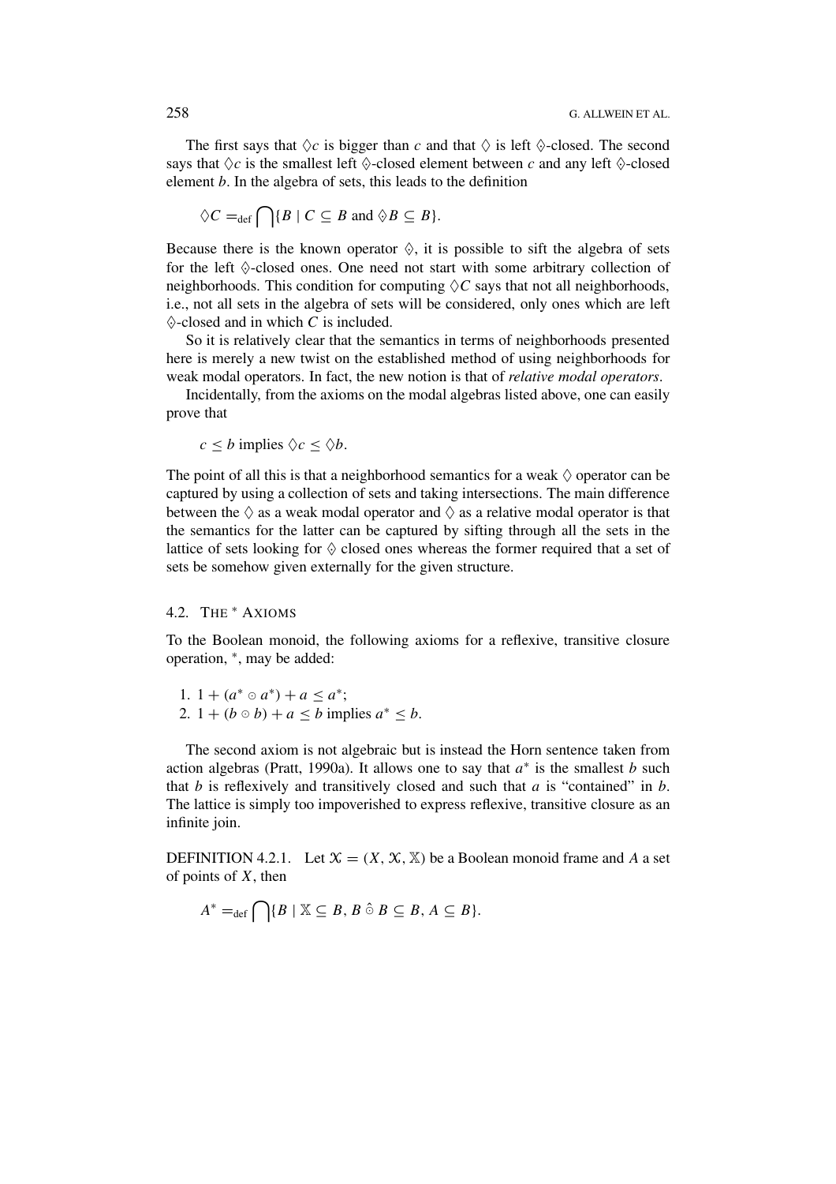The first says that $\Diamond c$ is bigger than $c$ and that $\Diamond$ is left $\Diamond$-closed. The second says that $\Diamond c$ is the smallest left $\Diamond$-closed element between $c$ and any left $\Diamond$-closed element $b$. In the algebra of sets, this leads to the definition

$$\Diamond C =_{\mathrm{def}} \bigcap\{B \mid C \subseteq B \text{ and } \Diamond B \subseteq B\}.$$

Because there is the known operator $\Diamond$, it is possible to sift the algebra of sets for the left $\Diamond$-closed ones. One need not start with some arbitrary collection of neighborhoods. This condition for computing $\Diamond C$ says that not all neighborhoods, i.e., not all sets in the algebra of sets will be considered, only ones which are left $\Diamond$-closed and in which $C$ is included.

So it is relatively clear that the semantics in terms of neighborhoods presented here is merely a new twist on the established method of using neighborhoods for weak modal operators. In fact, the new notion is that of *relative modal operators*.

Incidentally, from the axioms on the modal algebras listed above, one can easily prove that

$$c \leq b \text{ implies } \Diamond c \leq \Diamond b.$$

The point of all this is that a neighborhood semantics for a weak $\Diamond$ operator can be captured by using a collection of sets and taking intersections. The main difference between the $\Diamond$ as a weak modal operator and $\Diamond$ as a relative modal operator is that the semantics for the latter can be captured by sifting through all the sets in the lattice of sets looking for $\Diamond$ closed ones whereas the former required that a set of sets be somehow given externally for the given structure.

### 4.2. The * Axioms

To the Boolean monoid, the following axioms for a reflexive, transitive closure operation, $^*$, may be added:

1. $1 + (a^* \odot a^*) + a \leq a^*$;
2. $1 + (b \odot b) + a \leq b$ implies $a^* \leq b$.

The second axiom is not algebraic but is instead the Horn sentence taken from action algebras (Pratt, 1990a). It allows one to say that $a^*$ is the smallest $b$ such that $b$ is reflexively and transitively closed and such that $a$ is "contained" in $b$. The lattice is simply too impoverished to express reflexive, transitive closure as an infinite join.

DEFINITION 4.2.1. Let $\mathcal{X} = (X, \mathcal{X}, \mathbb{X})$ be a Boolean monoid frame and $A$ a set of points of $X$, then

$$A^* =_{\mathrm{def}} \bigcap\{B \mid \mathbb{X} \subseteq B,\ B \mathbin{\hat{\odot}} B \subseteq B,\ A \subseteq B\}.$$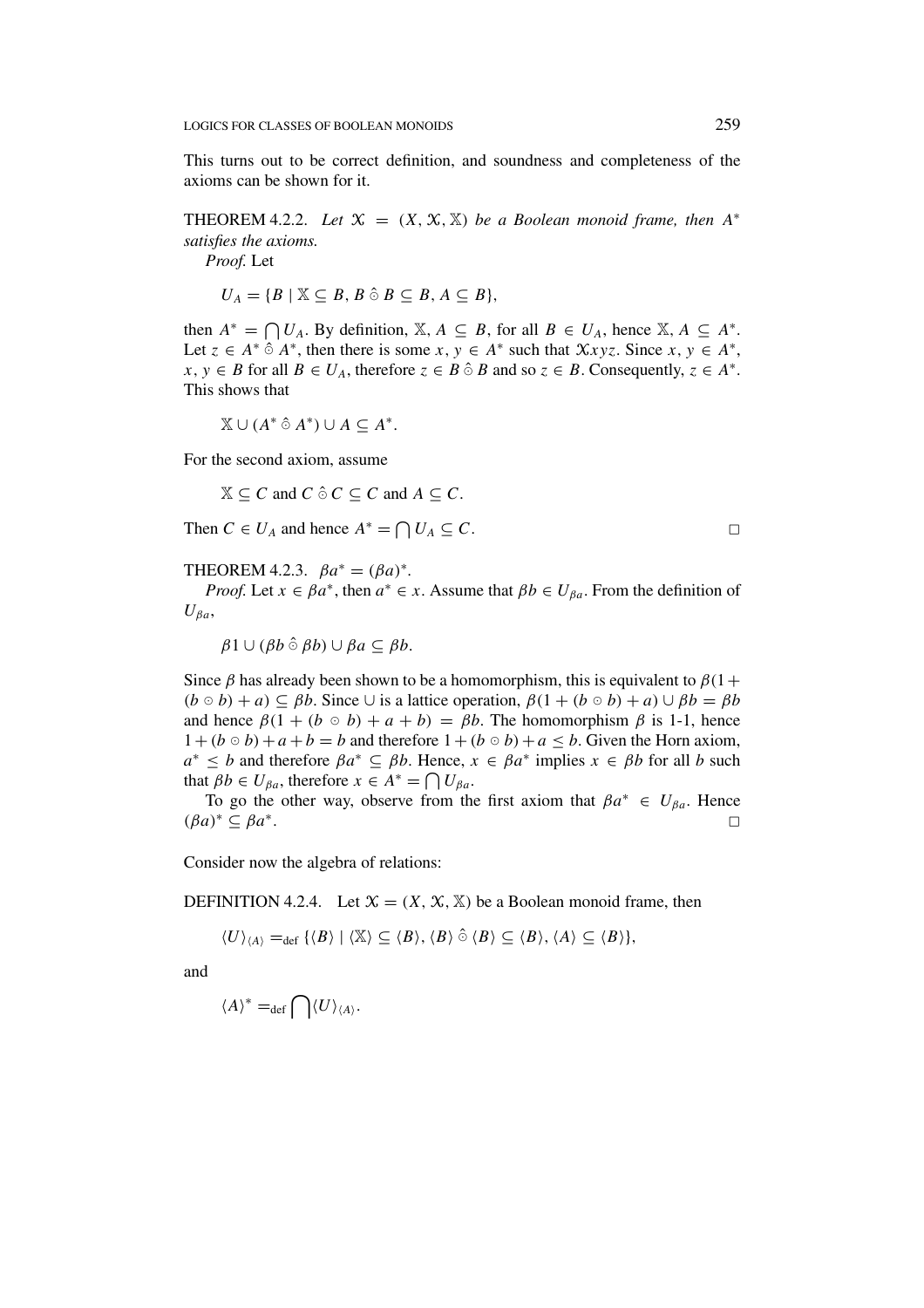This turns out to be correct definition, and soundness and completeness of the axioms can be shown for it.

THEOREM 4.2.2. *Let $\mathcal{X} = (X, \mathcal{X}, \mathbb{X})$ be a Boolean monoid frame, then $A^*$ satisfies the axioms.*

*Proof.* Let

$$U_A = \{B \mid \mathbb{X} \subseteq B, B \mathbin{\hat{\odot}} B \subseteq B, A \subseteq B\},$$

then $A^* = \bigcap U_A$. By definition, $\mathbb{X}, A \subseteq B$, for all $B \in U_A$, hence $\mathbb{X}, A \subseteq A^*$. Let $z \in A^* \mathbin{\hat{\odot}} A^*$, then there is some $x, y \in A^*$ such that $\mathcal{X}xyz$. Since $x, y \in A^*$, $x, y \in B$ for all $B \in U_A$, therefore $z \in B \mathbin{\hat{\odot}} B$ and so $z \in B$. Consequently, $z \in A^*$. This shows that

$$\mathbb{X} \cup (A^* \mathbin{\hat{\odot}} A^*) \cup A \subseteq A^*.$$

For the second axiom, assume

$$\mathbb{X} \subseteq C \text{ and } C \mathbin{\hat{\odot}} C \subseteq C \text{ and } A \subseteq C.$$

Then $C \in U_A$ and hence $A^* = \bigcap U_A \subseteq C$. □

THEOREM 4.2.3. $\beta a^* = (\beta a)^*$.

*Proof.* Let $x \in \beta a^*$, then $a^* \in x$. Assume that $\beta b \in U_{\beta a}$. From the definition of $U_{\beta a}$,

$$\beta 1 \cup (\beta b \mathbin{\hat{\odot}} \beta b) \cup \beta a \subseteq \beta b.$$

Since $\beta$ has already been shown to be a homomorphism, this is equivalent to $\beta(1 + (b \odot b) + a) \subseteq \beta b$. Since $\cup$ is a lattice operation, $\beta(1 + (b \odot b) + a) \cup \beta b = \beta b$ and hence $\beta(1 + (b \odot b) + a + b) = \beta b$. The homomorphism $\beta$ is 1-1, hence $1 + (b \odot b) + a + b = b$ and therefore $1 + (b \odot b) + a \leq b$. Given the Horn axiom, $a^* \leq b$ and therefore $\beta a^* \subseteq \beta b$. Hence, $x \in \beta a^*$ implies $x \in \beta b$ for all $b$ such that $\beta b \in U_{\beta a}$, therefore $x \in A^* = \bigcap U_{\beta a}$.

To go the other way, observe from the first axiom that $\beta a^* \in U_{\beta a}$. Hence $(\beta a)^* \subseteq \beta a^*$. □

Consider now the algebra of relations:

DEFINITION 4.2.4. Let $\mathcal{X} = (X, \mathcal{X}, \mathbb{X})$ be a Boolean monoid frame, then

$$\langle U \rangle_{\langle A \rangle} =_{\text{def}} \{\langle B \rangle \mid \langle \mathbb{X} \rangle \subseteq \langle B \rangle, \langle B \rangle \mathbin{\hat{\odot}} \langle B \rangle \subseteq \langle B \rangle, \langle A \rangle \subseteq \langle B \rangle\},$$

and

$$\langle A \rangle^* =_{\text{def}} \bigcap \langle U \rangle_{\langle A \rangle}.$$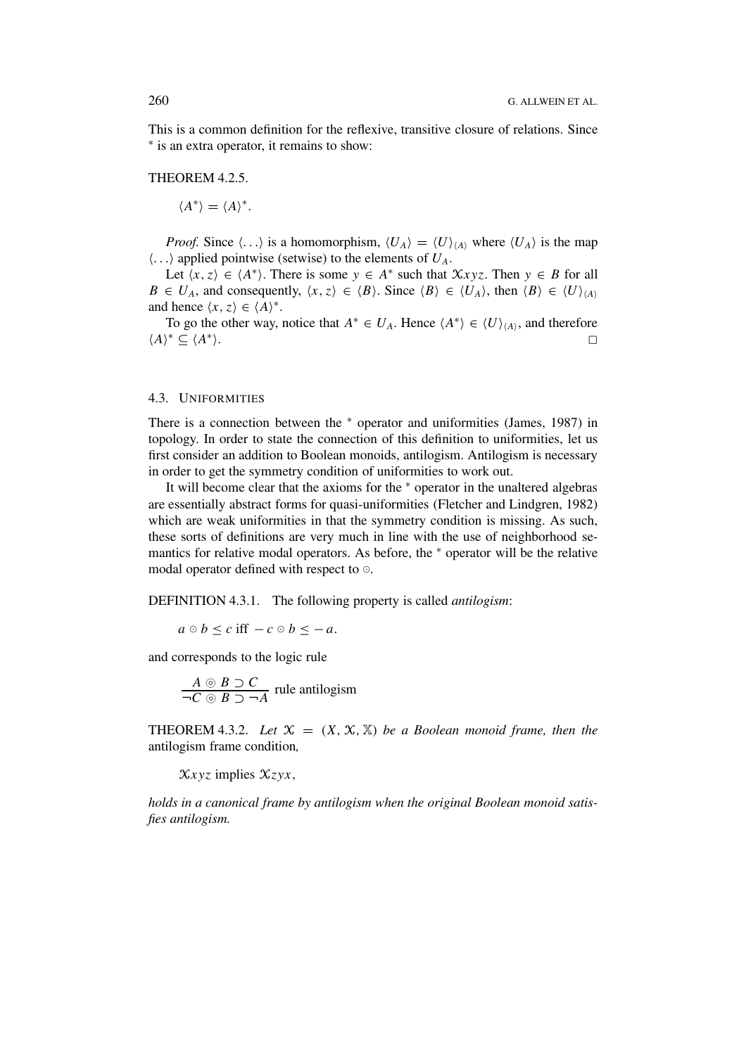This is a common definition for the reflexive, transitive closure of relations. Since $^*$ is an extra operator, it remains to show:

THEOREM 4.2.5.

$$\langle A^* \rangle = \langle A \rangle^*.$$

*Proof.* Since $\langle \ldots \rangle$ is a homomorphism, $\langle U_A \rangle = \langle U \rangle_{\langle A \rangle}$ where $\langle U_A \rangle$ is the map $\langle \ldots \rangle$ applied pointwise (setwise) to the elements of $U_A$.

Let $\langle x, z \rangle \in \langle A^* \rangle$. There is some $y \in A^*$ such that $\mathcal{X}xyz$. Then $y \in B$ for all $B \in U_A$, and consequently, $\langle x, z \rangle \in \langle B \rangle$. Since $\langle B \rangle \in \langle U_A \rangle$, then $\langle B \rangle \in \langle U \rangle_{\langle A \rangle}$ and hence $\langle x, z \rangle \in \langle A \rangle^*$.

To go the other way, notice that $A^* \in U_A$. Hence $\langle A^* \rangle \in \langle U \rangle_{\langle A \rangle}$, and therefore $\langle A \rangle^* \subseteq \langle A^* \rangle$. □

### 4.3. Uniformities

There is a connection between the $^*$ operator and uniformities (James, 1987) in topology. In order to state the connection of this definition to uniformities, let us first consider an addition to Boolean monoids, antilogism. Antilogism is necessary in order to get the symmetry condition of uniformities to work out.

It will become clear that the axioms for the $^*$ operator in the unaltered algebras are essentially abstract forms for quasi-uniformities (Fletcher and Lindgren, 1982) which are weak uniformities in that the symmetry condition is missing. As such, these sorts of definitions are very much in line with the use of neighborhood semantics for relative modal operators. As before, the $^*$ operator will be the relative modal operator defined with respect to $\odot$.

DEFINITION 4.3.1. The following property is called *antilogism*:

$$a \odot b \leq c \text{ iff } -c \odot b \leq -a.$$

and corresponds to the logic rule

$$\frac{A \circledcirc B \supset C}{\neg C \circledcirc B \supset \neg A} \text{ rule antilogism}$$

THEOREM 4.3.2. *Let $\mathcal{X} = (X, \mathcal{X}, \mathbb{X})$ be a Boolean monoid frame, then the* antilogism *frame condition,*

$$\mathcal{X}xyz \text{ implies } \mathcal{X}zyx,$$

*holds in a canonical frame by antilogism when the original Boolean monoid satisfies antilogism.*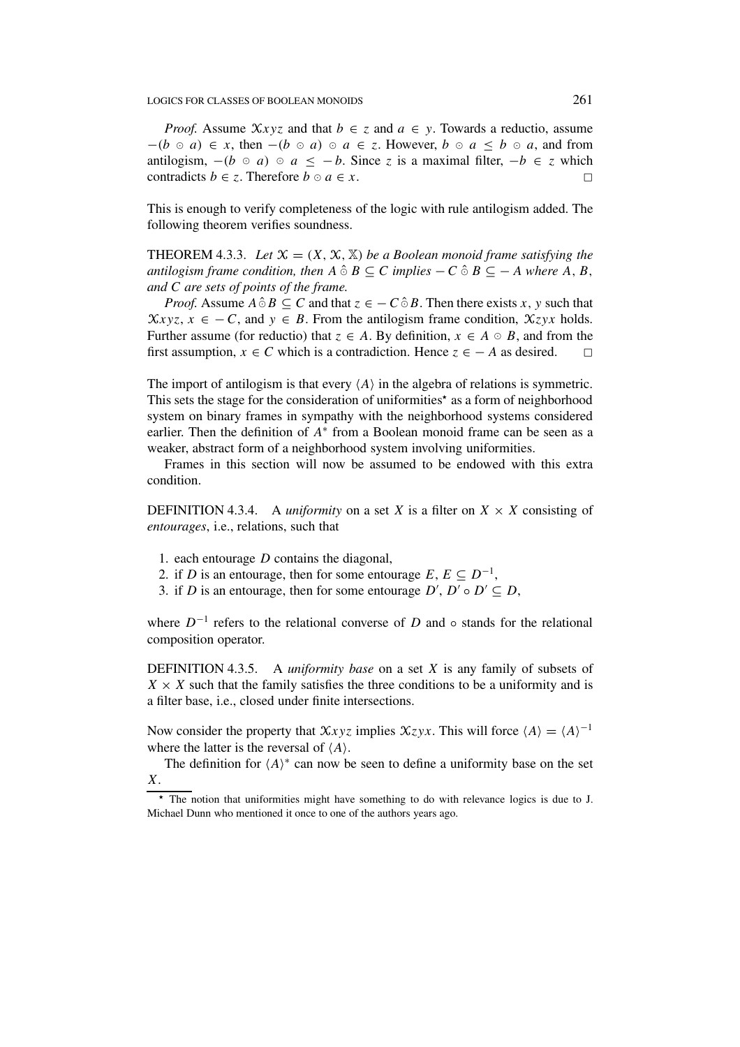*Proof.* Assume $\mathcal{X}xyz$ and that $b \in z$ and $a \in y$. Towards a reductio, assume $-(b \odot a) \in x$, then $-(b \odot a) \odot a \in z$. However, $b \odot a \leq b \odot a$, and from antilogism, $-(b \odot a) \odot a \leq -b$. Since $z$ is a maximal filter, $-b \in z$ which contradicts $b \in z$. Therefore $b \odot a \in x$. □

This is enough to verify completeness of the logic with rule antilogism added. The following theorem verifies soundness.

THEOREM 4.3.3. *Let $\mathcal{X} = (X, \mathcal{X}, \mathbb{X})$ be a Boolean monoid frame satisfying the antilogism frame condition, then $A \,\hat{\odot}\, B \subseteq C$ implies $-C \,\hat{\odot}\, B \subseteq -A$ where $A$, $B$, and $C$ are sets of points of the frame.*

*Proof.* Assume $A \,\hat{\odot}\, B \subseteq C$ and that $z \in -C \,\hat{\odot}\, B$. Then there exists $x$, $y$ such that $\mathcal{X}xyz$, $x \in -C$, and $y \in B$. From the antilogism frame condition, $\mathcal{X}zyx$ holds. Further assume (for reductio) that $z \in A$. By definition, $x \in A \odot B$, and from the first assumption, $x \in C$ which is a contradiction. Hence $z \in -A$ as desired. □

The import of antilogism is that every $\langle A \rangle$ in the algebra of relations is symmetric. This sets the stage for the consideration of uniformities* as a form of neighborhood system on binary frames in sympathy with the neighborhood systems considered earlier. Then the definition of $A^*$ from a Boolean monoid frame can be seen as a weaker, abstract form of a neighborhood system involving uniformities.

Frames in this section will now be assumed to be endowed with this extra condition.

DEFINITION 4.3.4. A *uniformity* on a set $X$ is a filter on $X \times X$ consisting of *entourages*, i.e., relations, such that

1. each entourage $D$ contains the diagonal,
2. if $D$ is an entourage, then for some entourage $E$, $E \subseteq D^{-1}$,
3. if $D$ is an entourage, then for some entourage $D'$, $D' \circ D' \subseteq D$,

where $D^{-1}$ refers to the relational converse of $D$ and $\circ$ stands for the relational composition operator.

DEFINITION 4.3.5. A *uniformity base* on a set $X$ is any family of subsets of $X \times X$ such that the family satisfies the three conditions to be a uniformity and is a filter base, i.e., closed under finite intersections.

Now consider the property that $\mathcal{X}xyz$ implies $\mathcal{X}zyx$. This will force $\langle A \rangle = \langle A \rangle^{-1}$ where the latter is the reversal of $\langle A \rangle$.

The definition for $\langle A \rangle^*$ can now be seen to define a uniformity base on the set $X$.

* The notion that uniformities might have something to do with relevance logics is due to J. Michael Dunn who mentioned it once to one of the authors years ago.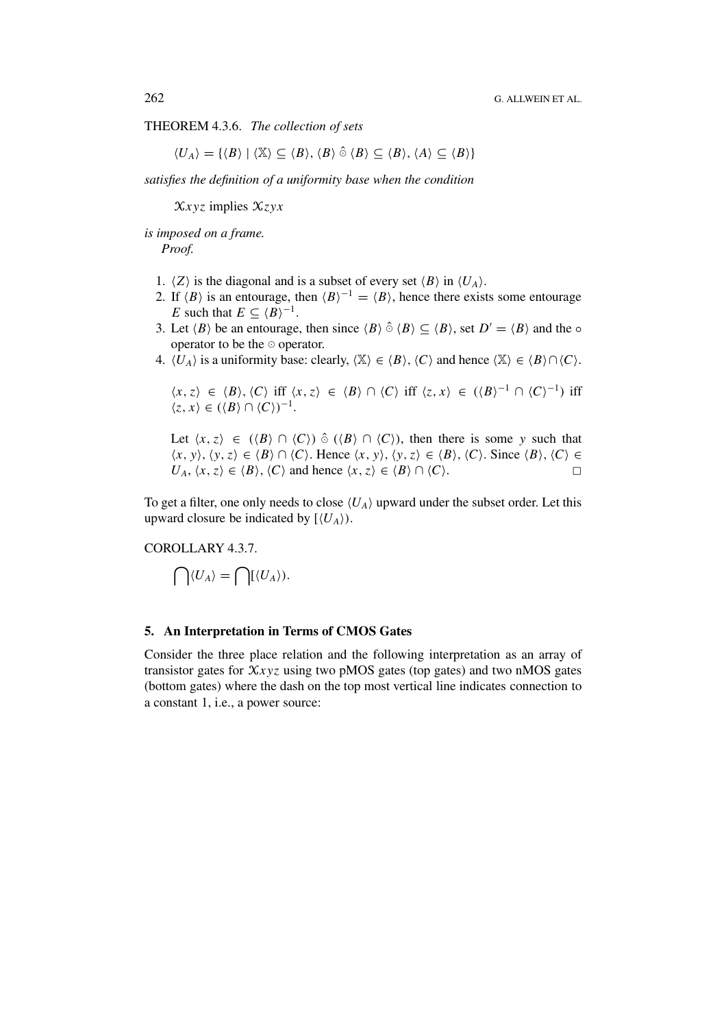THEOREM 4.3.6. *The collection of sets*

$$\langle U_A \rangle = \{\langle B \rangle \mid \langle \mathbb{X} \rangle \subseteq \langle B \rangle, \langle B \rangle \,\hat{\odot}\, \langle B \rangle \subseteq \langle B \rangle, \langle A \rangle \subseteq \langle B \rangle\}$$

*satisfies the definition of a uniformity base when the condition*

$\mathcal{X}xyz$ implies $\mathcal{X}zyx$

*is imposed on a frame.*

*Proof.*

1. $\langle Z \rangle$ is the diagonal and is a subset of every set $\langle B \rangle$ in $\langle U_A \rangle$.
2. If $\langle B \rangle$ is an entourage, then $\langle B \rangle^{-1} = \langle B \rangle$, hence there exists some entourage $E$ such that $E \subseteq \langle B \rangle^{-1}$.
3. Let $\langle B \rangle$ be an entourage, then since $\langle B \rangle \,\hat{\odot}\, \langle B \rangle \subseteq \langle B \rangle$, set $D' = \langle B \rangle$ and the $\circ$ operator to be the $\odot$ operator.
4. $\langle U_A \rangle$ is a uniformity base: clearly, $\langle \mathbb{X} \rangle \in \langle B \rangle, \langle C \rangle$ and hence $\langle \mathbb{X} \rangle \in \langle B \rangle \cap \langle C \rangle$.

   $\langle x, z \rangle \in \langle B \rangle, \langle C \rangle$ iff $\langle x, z \rangle \in \langle B \rangle \cap \langle C \rangle$ iff $\langle z, x \rangle \in (\langle B \rangle^{-1} \cap \langle C \rangle^{-1})$ iff $\langle z, x \rangle \in (\langle B \rangle \cap \langle C \rangle)^{-1}$.

   Let $\langle x, z \rangle \in (\langle B \rangle \cap \langle C \rangle) \,\hat{\odot}\, (\langle B \rangle \cap \langle C \rangle)$, then there is some $y$ such that $\langle x, y \rangle, \langle y, z \rangle \in \langle B \rangle \cap \langle C \rangle$. Hence $\langle x, y \rangle, \langle y, z \rangle \in \langle B \rangle, \langle C \rangle$. Since $\langle B \rangle, \langle C \rangle \in U_A$, $\langle x, z \rangle \in \langle B \rangle, \langle C \rangle$ and hence $\langle x, z \rangle \in \langle B \rangle \cap \langle C \rangle$. □

To get a filter, one only needs to close $\langle U_A \rangle$ upward under the subset order. Let this upward closure be indicated by $[\langle U_A \rangle)$.

COROLLARY 4.3.7.

$$\bigcap \langle U_A \rangle = \bigcap [\langle U_A \rangle).$$

## 5. An Interpretation in Terms of CMOS Gates

Consider the three place relation and the following interpretation as an array of transistor gates for $\mathcal{X}xyz$ using two pMOS gates (top gates) and two nMOS gates (bottom gates) where the dash on the top most vertical line indicates connection to a constant 1, i.e., a power source: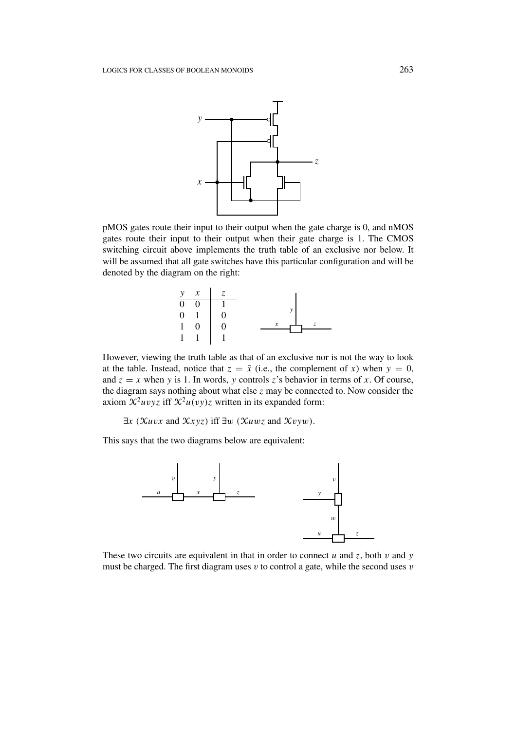pMOS gates route their input to their output when the gate charge is 0, and nMOS gates route their input to their output when their gate charge is 1. The CMOS switching circuit above implements the truth table of an exclusive nor below. It will be assumed that all gate switches have this particular configuration and will be denoted by the diagram on the right:

| $y$ | $x$ | $z$ |
|---|---|---|
| 0 | 0 | 1 |
| 0 | 1 | 0 |
| 1 | 0 | 0 |
| 1 | 1 | 1 |

However, viewing the truth table as that of an exclusive nor is not the way to look at the table. Instead, notice that $z = \bar{x}$ (i.e., the complement of $x$) when $y = 0$, and $z = x$ when $y$ is 1. In words, $y$ controls $z$'s behavior in terms of $x$. Of course, the diagram says nothing about what else $z$ may be connected to. Now consider the axiom $\mathcal{X}^2 uvyz$ iff $\mathcal{X}^2 u(vy)z$ written in its expanded form:

$\exists x$ ($\mathcal{X}uvx$ and $\mathcal{X}xyz$) iff $\exists w$ ($\mathcal{X}uwz$ and $\mathcal{X}vyw$).

This says that the two diagrams below are equivalent:

These two circuits are equivalent in that in order to connect $u$ and $z$, both $v$ and $y$ must be charged. The first diagram uses $v$ to control a gate, while the second uses $v$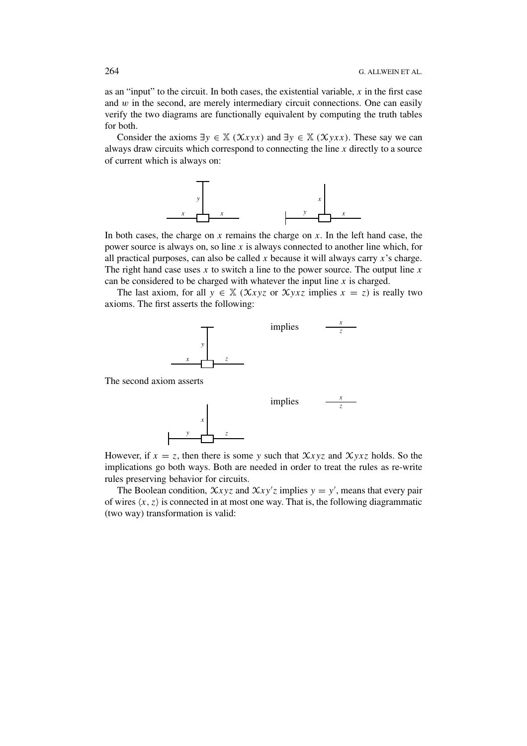as an "input" to the circuit. In both cases, the existential variable, $x$ in the first case and $w$ in the second, are merely intermediary circuit connections. One can easily verify the two diagrams are functionally equivalent by computing the truth tables for both.

Consider the axioms $\exists y \in \mathbb{X}\ (\mathcal{X}xyx)$ and $\exists y \in \mathbb{X}\ (\mathcal{X}yxx)$. These say we can always draw circuits which correspond to connecting the line $x$ directly to a source of current which is always on:

In both cases, the charge on $x$ remains the charge on $x$. In the left hand case, the power source is always on, so line $x$ is always connected to another line which, for all practical purposes, can also be called $x$ because it will always carry $x$'s charge. The right hand case uses $x$ to switch a line to the power source. The output line $x$ can be considered to be charged with whatever the input line $x$ is charged.

The last axiom, for all $y \in \mathbb{X}\ (\mathcal{X}xyz$ or $\mathcal{X}yxz$ implies $x = z)$ is really two axioms. The first asserts the following:

implies

The second axiom asserts

implies

However, if $x = z$, then there is some $y$ such that $\mathcal{X}xyz$ and $\mathcal{X}yxz$ holds. So the implications go both ways. Both are needed in order to treat the rules as re-write rules preserving behavior for circuits.

The Boolean condition, $\mathcal{X}xyz$ and $\mathcal{X}xy'z$ implies $y = y'$, means that every pair of wires $\langle x, z\rangle$ is connected in at most one way. That is, the following diagrammatic (two way) transformation is valid: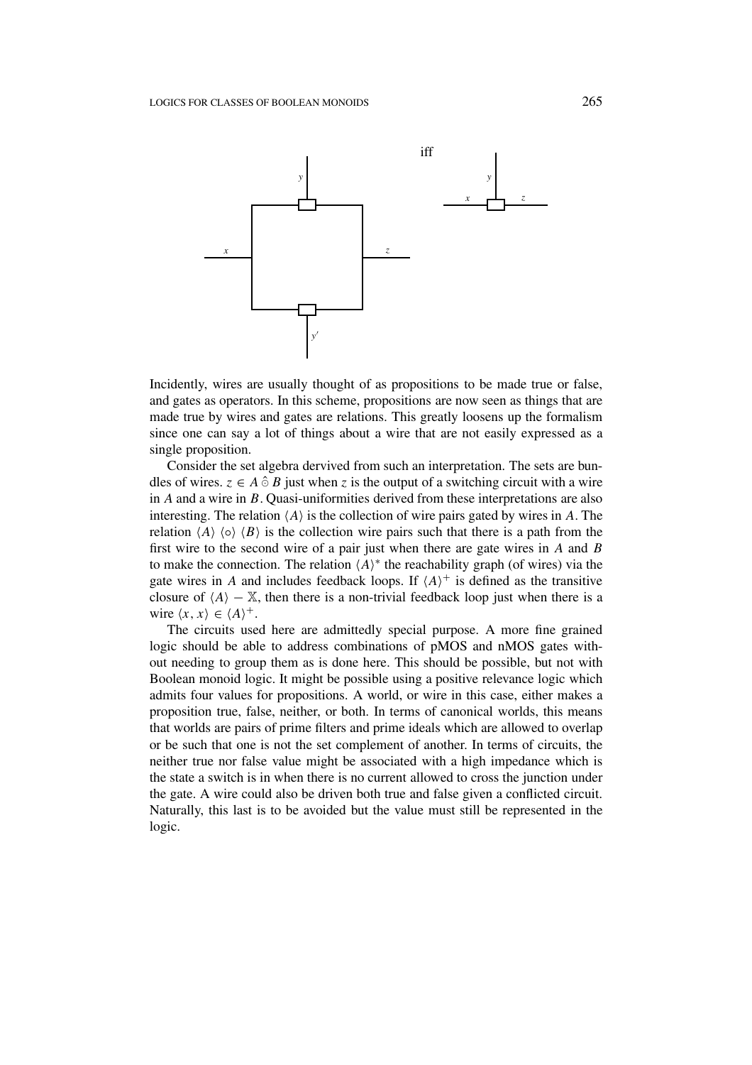iff

Incidently, wires are usually thought of as propositions to be made true or false, and gates as operators. In this scheme, propositions are now seen as things that are made true by wires and gates are relations. This greatly loosens up the formalism since one can say a lot of things about a wire that are not easily expressed as a single proposition.

Consider the set algebra dervived from such an interpretation. The sets are bundles of wires. $z \in A \mathbin{\hat{\circ}} B$ just when $z$ is the output of a switching circuit with a wire in $A$ and a wire in $B$. Quasi-uniformities derived from these interpretations are also interesting. The relation $\langle A \rangle$ is the collection of wire pairs gated by wires in $A$. The relation $\langle A \rangle \langle \circ \rangle \langle B \rangle$ is the collection wire pairs such that there is a path from the first wire to the second wire of a pair just when there are gate wires in $A$ and $B$ to make the connection. The relation $\langle A \rangle^*$ the reachability graph (of wires) via the gate wires in $A$ and includes feedback loops. If $\langle A \rangle^+$ is defined as the transitive closure of $\langle A \rangle - \mathbb{X}$, then there is a non-trivial feedback loop just when there is a wire $\langle x, x \rangle \in \langle A \rangle^+$.

The circuits used here are admittedly special purpose. A more fine grained logic should be able to address combinations of pMOS and nMOS gates without needing to group them as is done here. This should be possible, but not with Boolean monoid logic. It might be possible using a positive relevance logic which admits four values for propositions. A world, or wire in this case, either makes a proposition true, false, neither, or both. In terms of canonical worlds, this means that worlds are pairs of prime filters and prime ideals which are allowed to overlap or be such that one is not the set complement of another. In terms of circuits, the neither true nor false value might be associated with a high impedance which is the state a switch is in when there is no current allowed to cross the junction under the gate. A wire could also be driven both true and false given a conflicted circuit. Naturally, this last is to be avoided but the value must still be represented in the logic.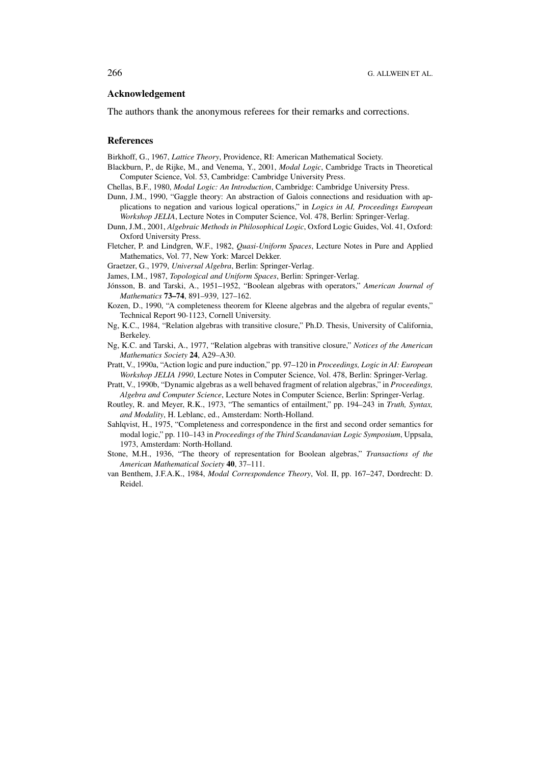## Acknowledgement

The authors thank the anonymous referees for their remarks and corrections.

## References

Birkhoff, G., 1967, *Lattice Theory*, Providence, RI: American Mathematical Society.

Blackburn, P., de Rijke, M., and Venema, Y., 2001, *Modal Logic*, Cambridge Tracts in Theoretical Computer Science, Vol. 53, Cambridge: Cambridge University Press.

Chellas, B.F., 1980, *Modal Logic: An Introduction*, Cambridge: Cambridge University Press.

Dunn, J.M., 1990, "Gaggle theory: An abstraction of Galois connections and residuation with applications to negation and various logical operations," in *Logics in AI, Proceedings European Workshop JELIA*, Lecture Notes in Computer Science, Vol. 478, Berlin: Springer-Verlag.

Dunn, J.M., 2001, *Algebraic Methods in Philosophical Logic*, Oxford Logic Guides, Vol. 41, Oxford: Oxford University Press.

Fletcher, P. and Lindgren, W.F., 1982, *Quasi-Uniform Spaces*, Lecture Notes in Pure and Applied Mathematics, Vol. 77, New York: Marcel Dekker.

Graetzer, G., 1979, *Universal Algebra*, Berlin: Springer-Verlag.

James, I.M., 1987, *Topological and Uniform Spaces*, Berlin: Springer-Verlag.

Jónsson, B. and Tarski, A., 1951–1952, "Boolean algebras with operators," *American Journal of Mathematics* **73–74**, 891–939, 127–162.

Kozen, D., 1990, "A completeness theorem for Kleene algebras and the algebra of regular events," Technical Report 90-1123, Cornell University.

Ng, K.C., 1984, "Relation algebras with transitive closure," Ph.D. Thesis, University of California, Berkeley.

Ng, K.C. and Tarski, A., 1977, "Relation algebras with transitive closure," *Notices of the American Mathematics Society* **24**, A29–A30.

Pratt, V., 1990a, "Action logic and pure induction," pp. 97–120 in *Proceedings, Logic in AI: European Workshop JELIA 1990*, Lecture Notes in Computer Science, Vol. 478, Berlin: Springer-Verlag.

Pratt, V., 1990b, "Dynamic algebras as a well behaved fragment of relation algebras," in *Proceedings, Algebra and Computer Science*, Lecture Notes in Computer Science, Berlin: Springer-Verlag.

Routley, R. and Meyer, R.K., 1973, "The semantics of entailment," pp. 194–243 in *Truth, Syntax, and Modality*, H. Leblanc, ed., Amsterdam: North-Holland.

Sahlqvist, H., 1975, "Completeness and correspondence in the first and second order semantics for modal logic," pp. 110–143 in *Proceedings of the Third Scandanavian Logic Symposium*, Uppsala, 1973, Amsterdam: North-Holland.

Stone, M.H., 1936, "The theory of representation for Boolean algebras," *Transactions of the American Mathematical Society* **40**, 37–111.

van Benthem, J.F.A.K., 1984, *Modal Correspondence Theory*, Vol. II, pp. 167–247, Dordrecht: D. Reidel.